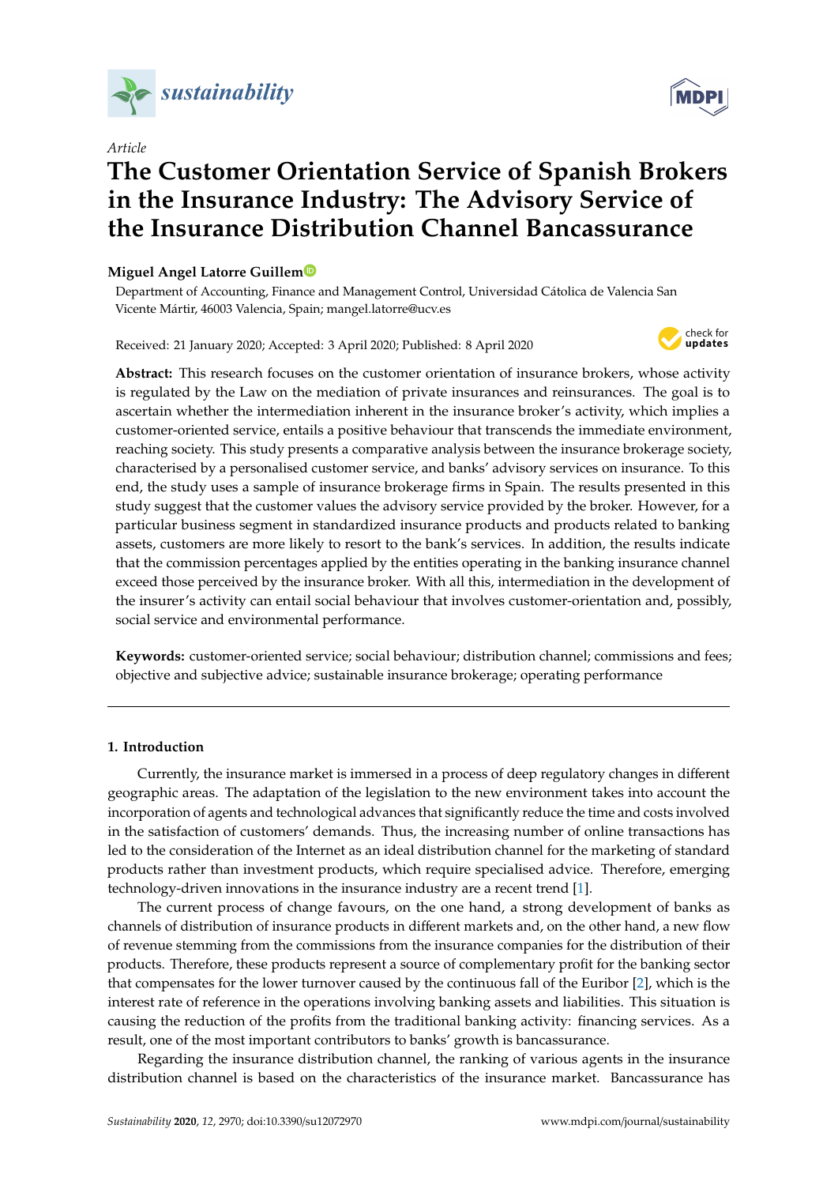*Article*

# The Customer Orientation Service of Spanish Brokers in the Insurance Industry: The Advisory Service of the Insurance Distribution Channel Bancassurance

**Miguel Angel Latorre Guillem**

Department of Accounting, Finance and Management Control, Universidad Católica de Valencia San Vicente Mártir, 46003 Valencia, Spain; mangel.latorre@ucv.es

Received: 21 January 2020; Accepted: 3 April 2020; Published: 8 April 2020

**Abstract:** This research focuses on the customer orientation of insurance brokers, whose activity is regulated by the Law on the mediation of private insurances and reinsurances. The goal is to ascertain whether the intermediation inherent in the insurance broker's activity, which implies a customer-oriented service, entails a positive behaviour that transcends the immediate environment, reaching society. This study presents a comparative analysis between the insurance brokerage society, characterised by a personalised customer service, and banks' advisory services on insurance. To this end, the study uses a sample of insurance brokerage firms in Spain. The results presented in this study suggest that the customer values the advisory service provided by the broker. However, for a particular business segment in standardized insurance products and products related to banking assets, customers are more likely to resort to the bank's services. In addition, the results indicate that the commission percentages applied by the entities operating in the banking insurance channel exceed those perceived by the insurance broker. With all this, intermediation in the development of the insurer's activity can entail social behaviour that involves customer-orientation and, possibly, social service and environmental performance.

**Keywords:** customer-oriented service; social behaviour; distribution channel; commissions and fees; objective and subjective advice; sustainable insurance brokerage; operating performance

## 1. Introduction

Currently, the insurance market is immersed in a process of deep regulatory changes in different geographic areas. The adaptation of the legislation to the new environment takes into account the incorporation of agents and technological advances that significantly reduce the time and costs involved in the satisfaction of customers' demands. Thus, the increasing number of online transactions has led to the consideration of the Internet as an ideal distribution channel for the marketing of standard products rather than investment products, which require specialised advice. Therefore, emerging technology-driven innovations in the insurance industry are a recent trend [1].

The current process of change favours, on the one hand, a strong development of banks as channels of distribution of insurance products in different markets and, on the other hand, a new flow of revenue stemming from the commissions from the insurance companies for the distribution of their products. Therefore, these products represent a source of complementary profit for the banking sector that compensates for the lower turnover caused by the continuous fall of the Euribor [2], which is the interest rate of reference in the operations involving banking assets and liabilities. This situation is causing the reduction of the profits from the traditional banking activity: financing services. As a result, one of the most important contributors to banks' growth is bancassurance.

Regarding the insurance distribution channel, the ranking of various agents in the insurance distribution channel is based on the characteristics of the insurance market. Bancassurance has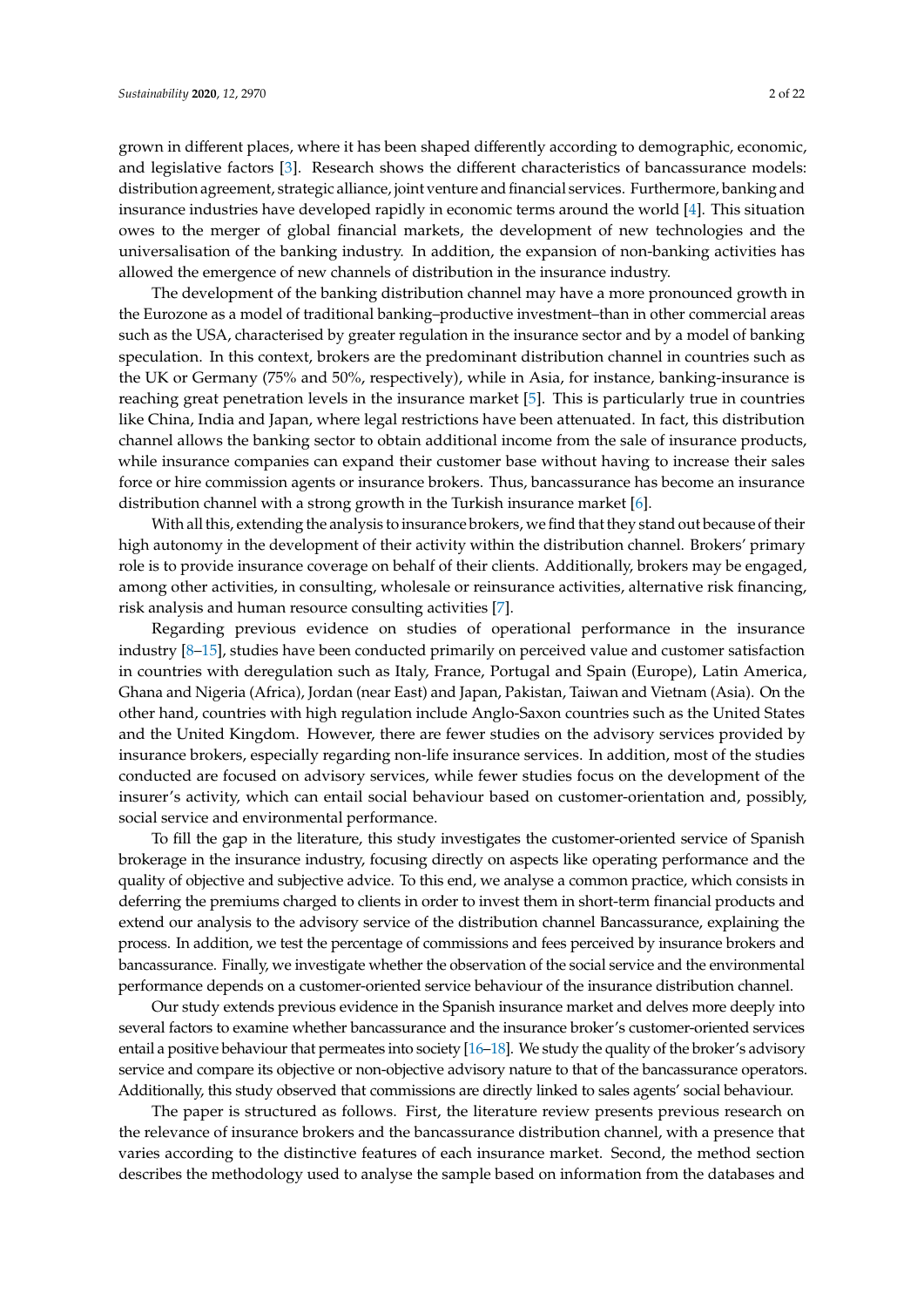grown in different places, where it has been shaped differently according to demographic, economic, and legislative factors [3]. Research shows the different characteristics of bancassurance models: distribution agreement, strategic alliance, joint venture and financial services. Furthermore, banking and insurance industries have developed rapidly in economic terms around the world [4]. This situation owes to the merger of global financial markets, the development of new technologies and the universalisation of the banking industry. In addition, the expansion of non-banking activities has allowed the emergence of new channels of distribution in the insurance industry.

The development of the banking distribution channel may have a more pronounced growth in the Eurozone as a model of traditional banking–productive investment–than in other commercial areas such as the USA, characterised by greater regulation in the insurance sector and by a model of banking speculation. In this context, brokers are the predominant distribution channel in countries such as the UK or Germany (75% and 50%, respectively), while in Asia, for instance, banking-insurance is reaching great penetration levels in the insurance market [5]. This is particularly true in countries like China, India and Japan, where legal restrictions have been attenuated. In fact, this distribution channel allows the banking sector to obtain additional income from the sale of insurance products, while insurance companies can expand their customer base without having to increase their sales force or hire commission agents or insurance brokers. Thus, bancassurance has become an insurance distribution channel with a strong growth in the Turkish insurance market [6].

With all this, extending the analysis to insurance brokers, we find that they stand out because of their high autonomy in the development of their activity within the distribution channel. Brokers' primary role is to provide insurance coverage on behalf of their clients. Additionally, brokers may be engaged, among other activities, in consulting, wholesale or reinsurance activities, alternative risk financing, risk analysis and human resource consulting activities [7].

Regarding previous evidence on studies of operational performance in the insurance industry [8–15], studies have been conducted primarily on perceived value and customer satisfaction in countries with deregulation such as Italy, France, Portugal and Spain (Europe), Latin America, Ghana and Nigeria (Africa), Jordan (near East) and Japan, Pakistan, Taiwan and Vietnam (Asia). On the other hand, countries with high regulation include Anglo-Saxon countries such as the United States and the United Kingdom. However, there are fewer studies on the advisory services provided by insurance brokers, especially regarding non-life insurance services. In addition, most of the studies conducted are focused on advisory services, while fewer studies focus on the development of the insurer's activity, which can entail social behaviour based on customer-orientation and, possibly, social service and environmental performance.

To fill the gap in the literature, this study investigates the customer-oriented service of Spanish brokerage in the insurance industry, focusing directly on aspects like operating performance and the quality of objective and subjective advice. To this end, we analyse a common practice, which consists in deferring the premiums charged to clients in order to invest them in short-term financial products and extend our analysis to the advisory service of the distribution channel Bancassurance, explaining the process. In addition, we test the percentage of commissions and fees perceived by insurance brokers and bancassurance. Finally, we investigate whether the observation of the social service and the environmental performance depends on a customer-oriented service behaviour of the insurance distribution channel.

Our study extends previous evidence in the Spanish insurance market and delves more deeply into several factors to examine whether bancassurance and the insurance broker's customer-oriented services entail a positive behaviour that permeates into society [16–18]. We study the quality of the broker's advisory service and compare its objective or non-objective advisory nature to that of the bancassurance operators. Additionally, this study observed that commissions are directly linked to sales agents' social behaviour.

The paper is structured as follows. First, the literature review presents previous research on the relevance of insurance brokers and the bancassurance distribution channel, with a presence that varies according to the distinctive features of each insurance market. Second, the method section describes the methodology used to analyse the sample based on information from the databases and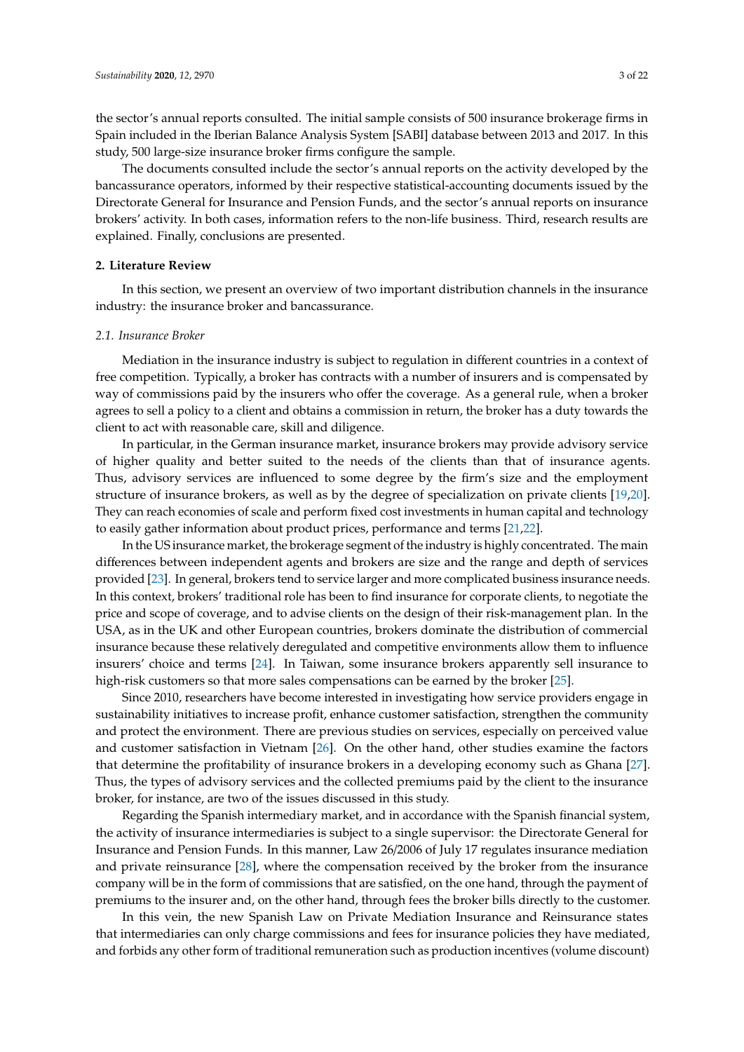the sector's annual reports consulted. The initial sample consists of 500 insurance brokerage firms in Spain included in the Iberian Balance Analysis System [SABI] database between 2013 and 2017. In this study, 500 large-size insurance broker firms configure the sample.

The documents consulted include the sector's annual reports on the activity developed by the bancassurance operators, informed by their respective statistical-accounting documents issued by the Directorate General for Insurance and Pension Funds, and the sector's annual reports on insurance brokers' activity. In both cases, information refers to the non-life business. Third, research results are explained. Finally, conclusions are presented.

## 2. Literature Review

In this section, we present an overview of two important distribution channels in the insurance industry: the insurance broker and bancassurance.

### 2.1. Insurance Broker

Mediation in the insurance industry is subject to regulation in different countries in a context of free competition. Typically, a broker has contracts with a number of insurers and is compensated by way of commissions paid by the insurers who offer the coverage. As a general rule, when a broker agrees to sell a policy to a client and obtains a commission in return, the broker has a duty towards the client to act with reasonable care, skill and diligence.

In particular, in the German insurance market, insurance brokers may provide advisory service of higher quality and better suited to the needs of the clients than that of insurance agents. Thus, advisory services are influenced to some degree by the firm's size and the employment structure of insurance brokers, as well as by the degree of specialization on private clients [19,20]. They can reach economies of scale and perform fixed cost investments in human capital and technology to easily gather information about product prices, performance and terms [21,22].

In the US insurance market, the brokerage segment of the industry is highly concentrated. The main differences between independent agents and brokers are size and the range and depth of services provided [23]. In general, brokers tend to service larger and more complicated business insurance needs. In this context, brokers' traditional role has been to find insurance for corporate clients, to negotiate the price and scope of coverage, and to advise clients on the design of their risk-management plan. In the USA, as in the UK and other European countries, brokers dominate the distribution of commercial insurance because these relatively deregulated and competitive environments allow them to influence insurers' choice and terms [24]. In Taiwan, some insurance brokers apparently sell insurance to high-risk customers so that more sales compensations can be earned by the broker [25].

Since 2010, researchers have become interested in investigating how service providers engage in sustainability initiatives to increase profit, enhance customer satisfaction, strengthen the community and protect the environment. There are previous studies on services, especially on perceived value and customer satisfaction in Vietnam [26]. On the other hand, other studies examine the factors that determine the profitability of insurance brokers in a developing economy such as Ghana [27]. Thus, the types of advisory services and the collected premiums paid by the client to the insurance broker, for instance, are two of the issues discussed in this study.

Regarding the Spanish intermediary market, and in accordance with the Spanish financial system, the activity of insurance intermediaries is subject to a single supervisor: the Directorate General for Insurance and Pension Funds. In this manner, Law 26/2006 of July 17 regulates insurance mediation and private reinsurance [28], where the compensation received by the broker from the insurance company will be in the form of commissions that are satisfied, on the one hand, through the payment of premiums to the insurer and, on the other hand, through fees the broker bills directly to the customer.

In this vein, the new Spanish Law on Private Mediation Insurance and Reinsurance states that intermediaries can only charge commissions and fees for insurance policies they have mediated, and forbids any other form of traditional remuneration such as production incentives (volume discount)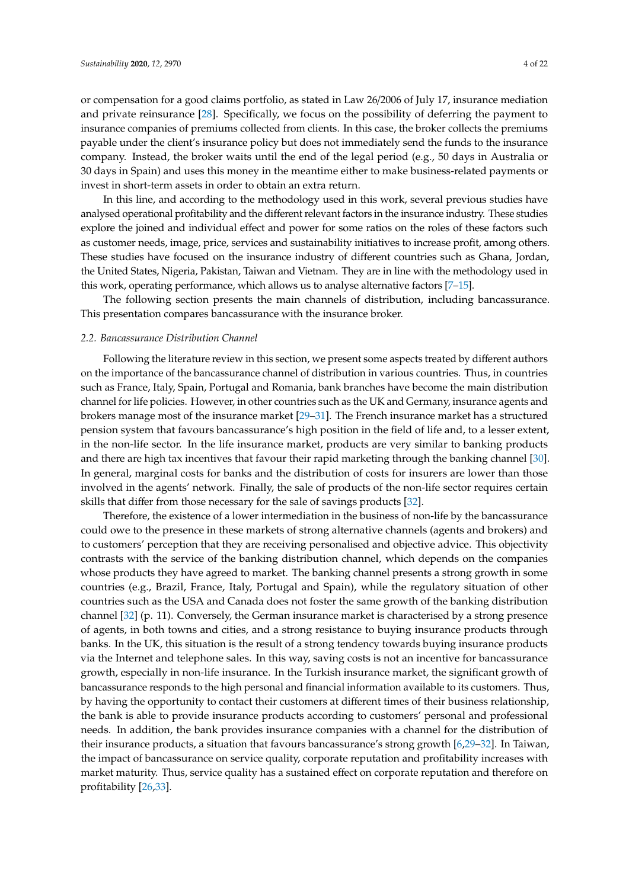or compensation for a good claims portfolio, as stated in Law 26/2006 of July 17, insurance mediation and private reinsurance [28]. Specifically, we focus on the possibility of deferring the payment to insurance companies of premiums collected from clients. In this case, the broker collects the premiums payable under the client's insurance policy but does not immediately send the funds to the insurance company. Instead, the broker waits until the end of the legal period (e.g., 50 days in Australia or 30 days in Spain) and uses this money in the meantime either to make business-related payments or invest in short-term assets in order to obtain an extra return.

In this line, and according to the methodology used in this work, several previous studies have analysed operational profitability and the different relevant factors in the insurance industry. These studies explore the joined and individual effect and power for some ratios on the roles of these factors such as customer needs, image, price, services and sustainability initiatives to increase profit, among others. These studies have focused on the insurance industry of different countries such as Ghana, Jordan, the United States, Nigeria, Pakistan, Taiwan and Vietnam. They are in line with the methodology used in this work, operating performance, which allows us to analyse alternative factors [7–15].

The following section presents the main channels of distribution, including bancassurance. This presentation compares bancassurance with the insurance broker.

### 2.2. Bancassurance Distribution Channel

Following the literature review in this section, we present some aspects treated by different authors on the importance of the bancassurance channel of distribution in various countries. Thus, in countries such as France, Italy, Spain, Portugal and Romania, bank branches have become the main distribution channel for life policies. However, in other countries such as the UK and Germany, insurance agents and brokers manage most of the insurance market [29–31]. The French insurance market has a structured pension system that favours bancassurance's high position in the field of life and, to a lesser extent, in the non-life sector. In the life insurance market, products are very similar to banking products and there are high tax incentives that favour their rapid marketing through the banking channel [30]. In general, marginal costs for banks and the distribution of costs for insurers are lower than those involved in the agents' network. Finally, the sale of products of the non-life sector requires certain skills that differ from those necessary for the sale of savings products [32].

Therefore, the existence of a lower intermediation in the business of non-life by the bancassurance could owe to the presence in these markets of strong alternative channels (agents and brokers) and to customers' perception that they are receiving personalised and objective advice. This objectivity contrasts with the service of the banking distribution channel, which depends on the companies whose products they have agreed to market. The banking channel presents a strong growth in some countries (e.g., Brazil, France, Italy, Portugal and Spain), while the regulatory situation of other countries such as the USA and Canada does not foster the same growth of the banking distribution channel [32] (p. 11). Conversely, the German insurance market is characterised by a strong presence of agents, in both towns and cities, and a strong resistance to buying insurance products through banks. In the UK, this situation is the result of a strong tendency towards buying insurance products via the Internet and telephone sales. In this way, saving costs is not an incentive for bancassurance growth, especially in non-life insurance. In the Turkish insurance market, the significant growth of bancassurance responds to the high personal and financial information available to its customers. Thus, by having the opportunity to contact their customers at different times of their business relationship, the bank is able to provide insurance products according to customers' personal and professional needs. In addition, the bank provides insurance companies with a channel for the distribution of their insurance products, a situation that favours bancassurance's strong growth [6,29–32]. In Taiwan, the impact of bancassurance on service quality, corporate reputation and profitability increases with market maturity. Thus, service quality has a sustained effect on corporate reputation and therefore on profitability [26,33].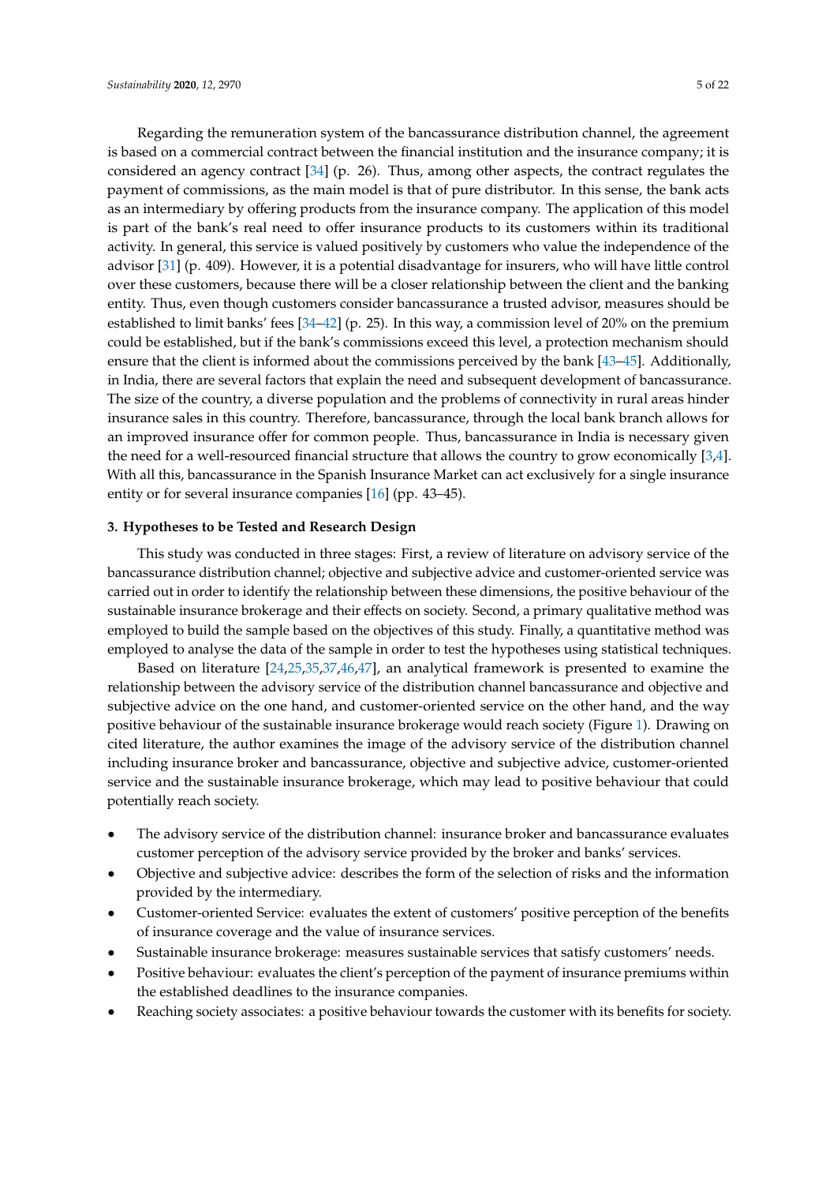Regarding the remuneration system of the bancassurance distribution channel, the agreement is based on a commercial contract between the financial institution and the insurance company; it is considered an agency contract [34] (p. 26). Thus, among other aspects, the contract regulates the payment of commissions, as the main model is that of pure distributor. In this sense, the bank acts as an intermediary by offering products from the insurance company. The application of this model is part of the bank's real need to offer insurance products to its customers within its traditional activity. In general, this service is valued positively by customers who value the independence of the advisor [31] (p. 409). However, it is a potential disadvantage for insurers, who will have little control over these customers, because there will be a closer relationship between the client and the banking entity. Thus, even though customers consider bancassurance a trusted advisor, measures should be established to limit banks' fees [34–42] (p. 25). In this way, a commission level of 20% on the premium could be established, but if the bank's commissions exceed this level, a protection mechanism should ensure that the client is informed about the commissions perceived by the bank [43–45]. Additionally, in India, there are several factors that explain the need and subsequent development of bancassurance. The size of the country, a diverse population and the problems of connectivity in rural areas hinder insurance sales in this country. Therefore, bancassurance, through the local bank branch allows for an improved insurance offer for common people. Thus, bancassurance in India is necessary given the need for a well-resourced financial structure that allows the country to grow economically [3,4]. With all this, bancassurance in the Spanish Insurance Market can act exclusively for a single insurance entity or for several insurance companies [16] (pp. 43–45).

## 3. Hypotheses to be Tested and Research Design

This study was conducted in three stages: First, a review of literature on advisory service of the bancassurance distribution channel; objective and subjective advice and customer-oriented service was carried out in order to identify the relationship between these dimensions, the positive behaviour of the sustainable insurance brokerage and their effects on society. Second, a primary qualitative method was employed to build the sample based on the objectives of this study. Finally, a quantitative method was employed to analyse the data of the sample in order to test the hypotheses using statistical techniques.

Based on literature [24,25,35,37,46,47], an analytical framework is presented to examine the relationship between the advisory service of the distribution channel bancassurance and objective and subjective advice on the one hand, and customer-oriented service on the other hand, and the way positive behaviour of the sustainable insurance brokerage would reach society (Figure 1). Drawing on cited literature, the author examines the image of the advisory service of the distribution channel including insurance broker and bancassurance, objective and subjective advice, customer-oriented service and the sustainable insurance brokerage, which may lead to positive behaviour that could potentially reach society.

- The advisory service of the distribution channel: insurance broker and bancassurance evaluates customer perception of the advisory service provided by the broker and banks' services.
- Objective and subjective advice: describes the form of the selection of risks and the information provided by the intermediary.
- Customer-oriented Service: evaluates the extent of customers' positive perception of the benefits of insurance coverage and the value of insurance services.
- Sustainable insurance brokerage: measures sustainable services that satisfy customers' needs.
- Positive behaviour: evaluates the client's perception of the payment of insurance premiums within the established deadlines to the insurance companies.
- Reaching society associates: a positive behaviour towards the customer with its benefits for society.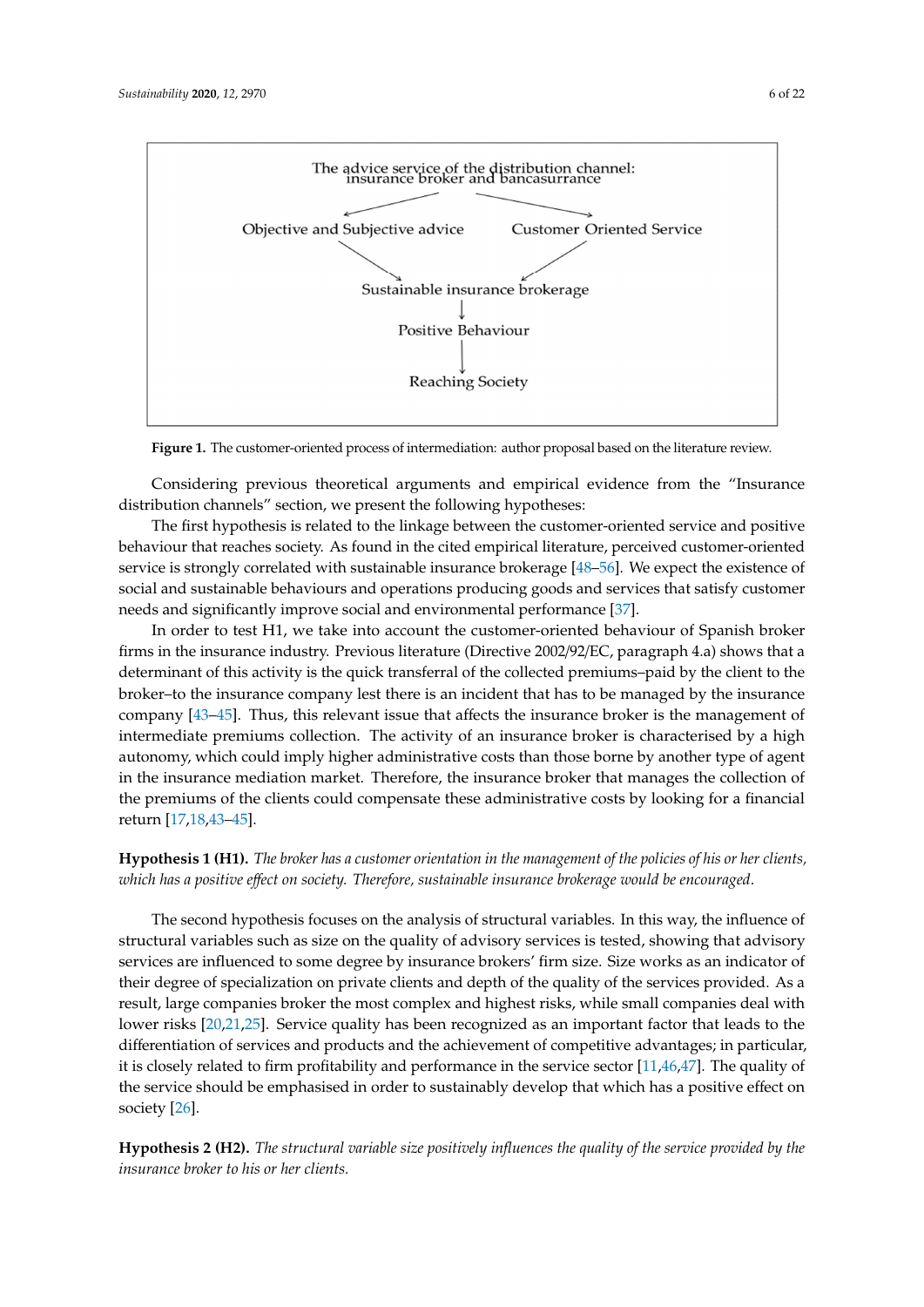The advice service of the distribution channel: insurance broker and bancasurrance

Objective and Subjective advice — Customer Oriented Service

Sustainable insurance brokerage

Positive Behaviour

Reaching Society

**Figure 1.** The customer-oriented process of intermediation: author proposal based on the literature review.

Considering previous theoretical arguments and empirical evidence from the "Insurance distribution channels" section, we present the following hypotheses:

The first hypothesis is related to the linkage between the customer-oriented service and positive behaviour that reaches society. As found in the cited empirical literature, perceived customer-oriented service is strongly correlated with sustainable insurance brokerage [48–56]. We expect the existence of social and sustainable behaviours and operations producing goods and services that satisfy customer needs and significantly improve social and environmental performance [37].

In order to test H1, we take into account the customer-oriented behaviour of Spanish broker firms in the insurance industry. Previous literature (Directive 2002/92/EC, paragraph 4.a) shows that a determinant of this activity is the quick transferral of the collected premiums–paid by the client to the broker–to the insurance company lest there is an incident that has to be managed by the insurance company [43–45]. Thus, this relevant issue that affects the insurance broker is the management of intermediate premiums collection. The activity of an insurance broker is characterised by a high autonomy, which could imply higher administrative costs than those borne by another type of agent in the insurance mediation market. Therefore, the insurance broker that manages the collection of the premiums of the clients could compensate these administrative costs by looking for a financial return [17,18,43–45].

**Hypothesis 1 (H1).** *The broker has a customer orientation in the management of the policies of his or her clients, which has a positive effect on society. Therefore, sustainable insurance brokerage would be encouraged.*

The second hypothesis focuses on the analysis of structural variables. In this way, the influence of structural variables such as size on the quality of advisory services is tested, showing that advisory services are influenced to some degree by insurance brokers' firm size. Size works as an indicator of their degree of specialization on private clients and depth of the quality of the services provided. As a result, large companies broker the most complex and highest risks, while small companies deal with lower risks [20,21,25]. Service quality has been recognized as an important factor that leads to the differentiation of services and products and the achievement of competitive advantages; in particular, it is closely related to firm profitability and performance in the service sector [11,46,47]. The quality of the service should be emphasised in order to sustainably develop that which has a positive effect on society [26].

**Hypothesis 2 (H2).** *The structural variable size positively influences the quality of the service provided by the insurance broker to his or her clients.*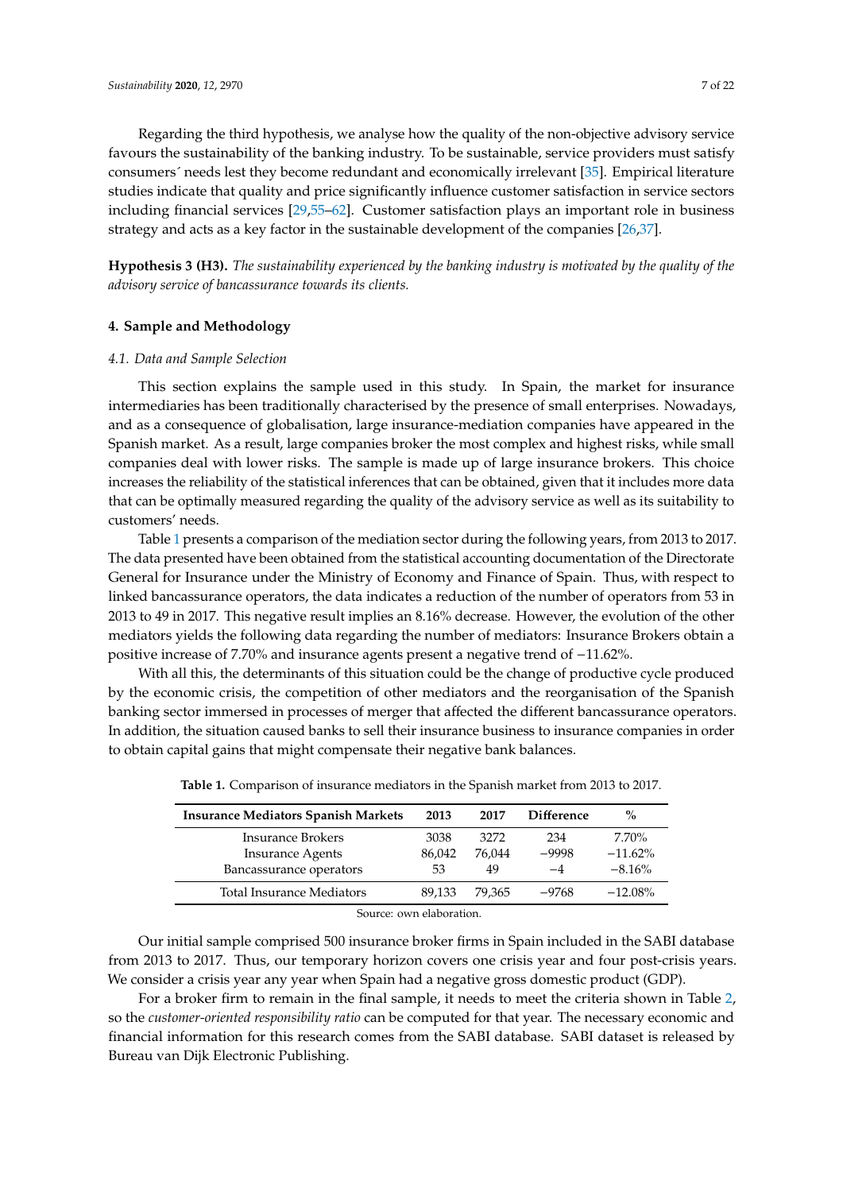Regarding the third hypothesis, we analyse how the quality of the non-objective advisory service favours the sustainability of the banking industry. To be sustainable, service providers must satisfy consumers´ needs lest they become redundant and economically irrelevant [35]. Empirical literature studies indicate that quality and price significantly influence customer satisfaction in service sectors including financial services [29,55–62]. Customer satisfaction plays an important role in business strategy and acts as a key factor in the sustainable development of the companies [26,37].

**Hypothesis 3 (H3).** *The sustainability experienced by the banking industry is motivated by the quality of the advisory service of bancassurance towards its clients.*

## 4. Sample and Methodology

### *4.1. Data and Sample Selection*

This section explains the sample used in this study. In Spain, the market for insurance intermediaries has been traditionally characterised by the presence of small enterprises. Nowadays, and as a consequence of globalisation, large insurance-mediation companies have appeared in the Spanish market. As a result, large companies broker the most complex and highest risks, while small companies deal with lower risks. The sample is made up of large insurance brokers. This choice increases the reliability of the statistical inferences that can be obtained, given that it includes more data that can be optimally measured regarding the quality of the advisory service as well as its suitability to customers' needs.

Table 1 presents a comparison of the mediation sector during the following years, from 2013 to 2017. The data presented have been obtained from the statistical accounting documentation of the Directorate General for Insurance under the Ministry of Economy and Finance of Spain. Thus, with respect to linked bancassurance operators, the data indicates a reduction of the number of operators from 53 in 2013 to 49 in 2017. This negative result implies an 8.16% decrease. However, the evolution of the other mediators yields the following data regarding the number of mediators: Insurance Brokers obtain a positive increase of 7.70% and insurance agents present a negative trend of −11.62%.

With all this, the determinants of this situation could be the change of productive cycle produced by the economic crisis, the competition of other mediators and the reorganisation of the Spanish banking sector immersed in processes of merger that affected the different bancassurance operators. In addition, the situation caused banks to sell their insurance business to insurance companies in order to obtain capital gains that might compensate their negative bank balances.

**Table 1.** Comparison of insurance mediators in the Spanish market from 2013 to 2017.

| Insurance Mediators Spanish Markets | 2013 | 2017 | Difference | % |
|---|---|---|---|---|
| Insurance Brokers | 3038 | 3272 | 234 | 7.70% |
| Insurance Agents | 86,042 | 76,044 | −9998 | −11.62% |
| Bancassurance operators | 53 | 49 | −4 | −8.16% |
| Total Insurance Mediators | 89,133 | 79,365 | −9768 | −12.08% |

Source: own elaboration.

Our initial sample comprised 500 insurance broker firms in Spain included in the SABI database from 2013 to 2017. Thus, our temporary horizon covers one crisis year and four post-crisis years. We consider a crisis year any year when Spain had a negative gross domestic product (GDP).

For a broker firm to remain in the final sample, it needs to meet the criteria shown in Table 2, so the *customer-oriented responsibility ratio* can be computed for that year. The necessary economic and financial information for this research comes from the SABI database. SABI dataset is released by Bureau van Dijk Electronic Publishing.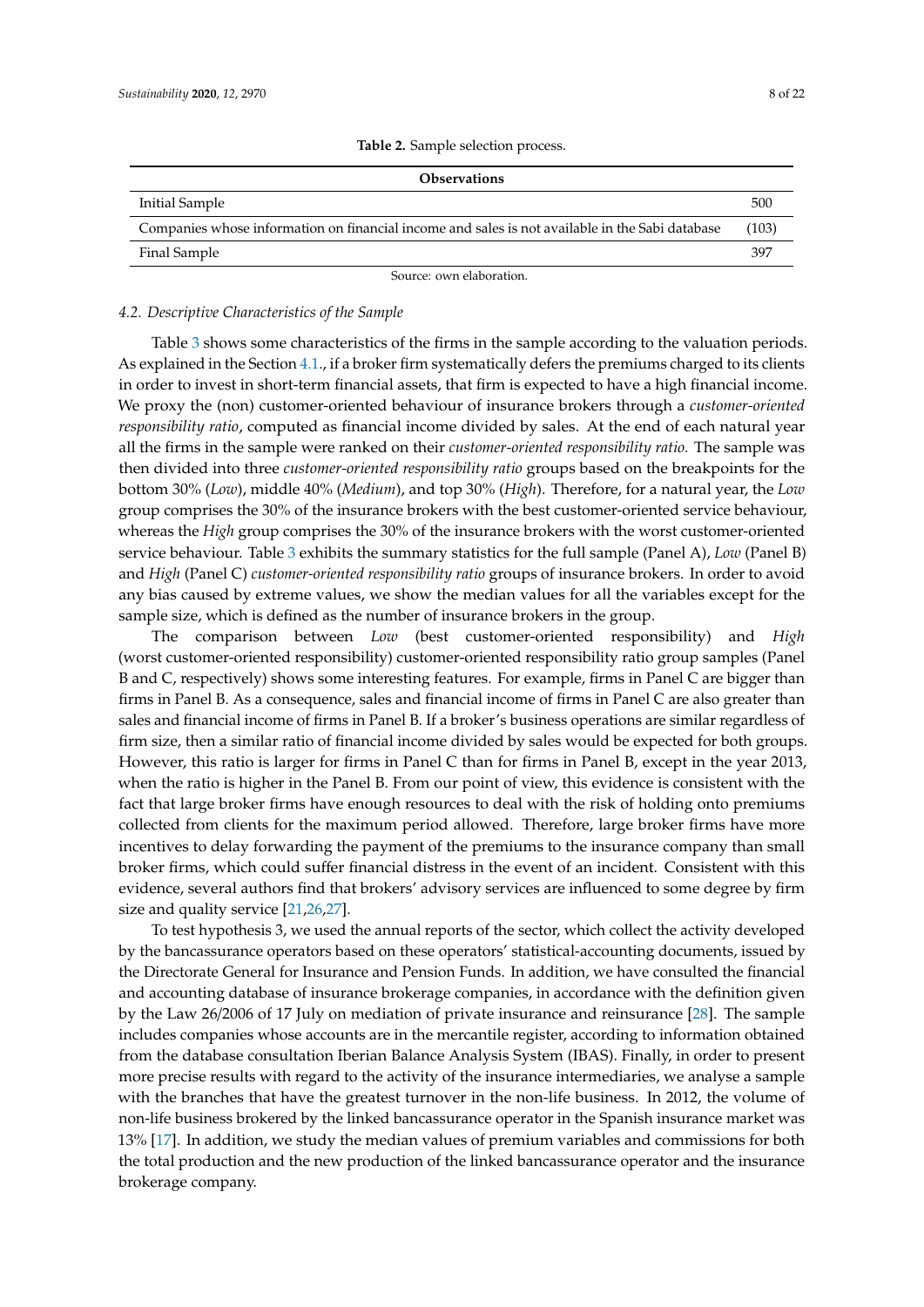**Table 2.** Sample selection process.

| Observations | |
|---|---|
| Initial Sample | 500 |
| Companies whose information on financial income and sales is not available in the Sabi database | (103) |
| Final Sample | 397 |

Source: own elaboration.

### 4.2. Descriptive Characteristics of the Sample

Table 3 shows some characteristics of the firms in the sample according to the valuation periods. As explained in the Section 4.1., if a broker firm systematically defers the premiums charged to its clients in order to invest in short-term financial assets, that firm is expected to have a high financial income. We proxy the (non) customer-oriented behaviour of insurance brokers through a *customer-oriented responsibility ratio*, computed as financial income divided by sales. At the end of each natural year all the firms in the sample were ranked on their *customer-oriented responsibility ratio.* The sample was then divided into three *customer-oriented responsibility ratio* groups based on the breakpoints for the bottom 30% (*Low*), middle 40% (*Medium*), and top 30% (*High*). Therefore, for a natural year, the *Low* group comprises the 30% of the insurance brokers with the best customer-oriented service behaviour, whereas the *High* group comprises the 30% of the insurance brokers with the worst customer-oriented service behaviour. Table 3 exhibits the summary statistics for the full sample (Panel A), *Low* (Panel B) and *High* (Panel C) *customer-oriented responsibility ratio* groups of insurance brokers. In order to avoid any bias caused by extreme values, we show the median values for all the variables except for the sample size, which is defined as the number of insurance brokers in the group.

The comparison between *Low* (best customer-oriented responsibility) and *High* (worst customer-oriented responsibility) customer-oriented responsibility ratio group samples (Panel B and C, respectively) shows some interesting features. For example, firms in Panel C are bigger than firms in Panel B. As a consequence, sales and financial income of firms in Panel C are also greater than sales and financial income of firms in Panel B. If a broker's business operations are similar regardless of firm size, then a similar ratio of financial income divided by sales would be expected for both groups. However, this ratio is larger for firms in Panel C than for firms in Panel B, except in the year 2013, when the ratio is higher in the Panel B. From our point of view, this evidence is consistent with the fact that large broker firms have enough resources to deal with the risk of holding onto premiums collected from clients for the maximum period allowed. Therefore, large broker firms have more incentives to delay forwarding the payment of the premiums to the insurance company than small broker firms, which could suffer financial distress in the event of an incident. Consistent with this evidence, several authors find that brokers' advisory services are influenced to some degree by firm size and quality service [21,26,27].

To test hypothesis 3, we used the annual reports of the sector, which collect the activity developed by the bancassurance operators based on these operators' statistical-accounting documents, issued by the Directorate General for Insurance and Pension Funds. In addition, we have consulted the financial and accounting database of insurance brokerage companies, in accordance with the definition given by the Law 26/2006 of 17 July on mediation of private insurance and reinsurance [28]. The sample includes companies whose accounts are in the mercantile register, according to information obtained from the database consultation Iberian Balance Analysis System (IBAS). Finally, in order to present more precise results with regard to the activity of the insurance intermediaries, we analyse a sample with the branches that have the greatest turnover in the non-life business. In 2012, the volume of non-life business brokered by the linked bancassurance operator in the Spanish insurance market was 13% [17]. In addition, we study the median values of premium variables and commissions for both the total production and the new production of the linked bancassurance operator and the insurance brokerage company.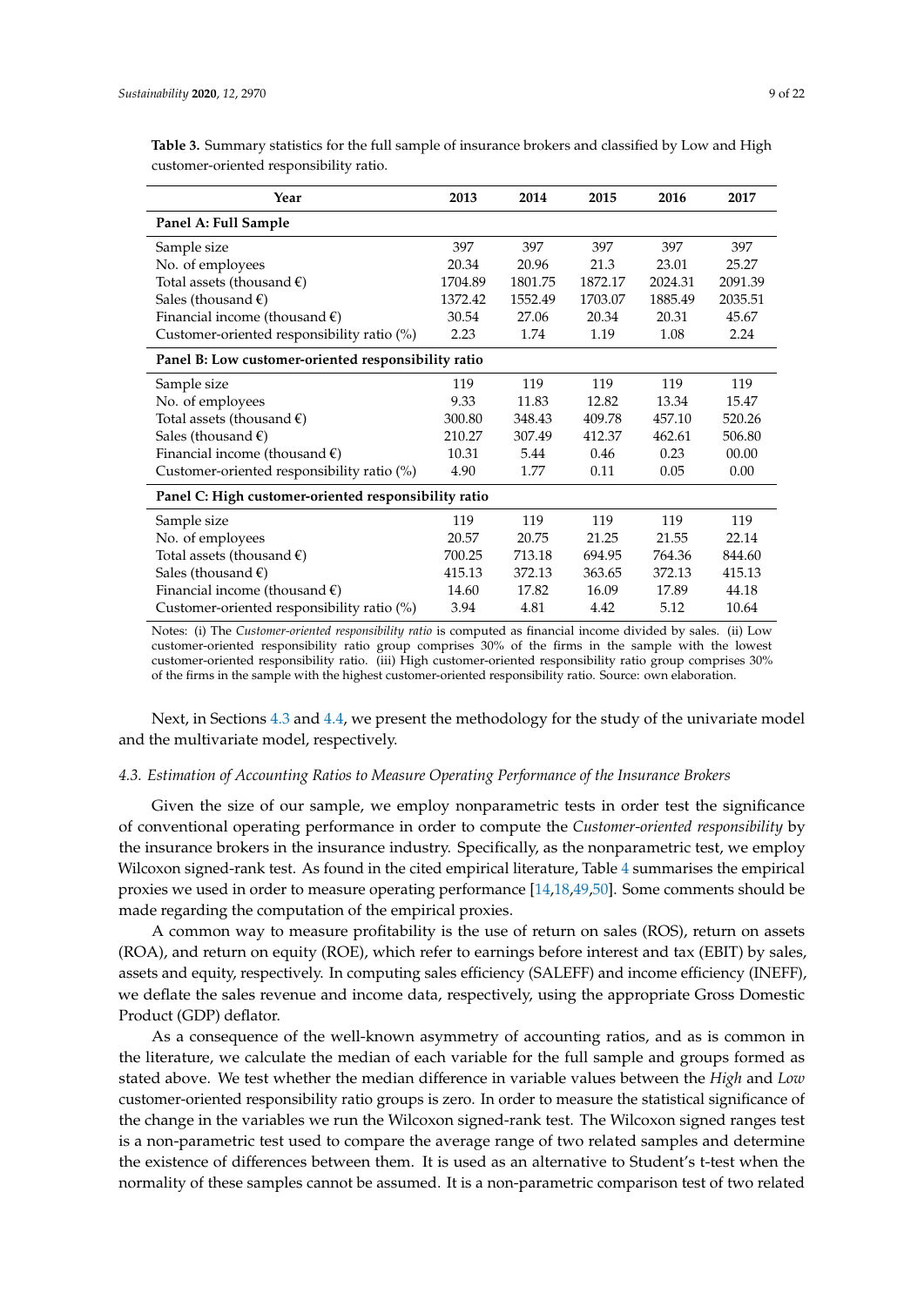**Table 3.** Summary statistics for the full sample of insurance brokers and classified by Low and High customer-oriented responsibility ratio.

| Year | 2013 | 2014 | 2015 | 2016 | 2017 |
|---|---|---|---|---|---|
| **Panel A: Full Sample** | | | | | |
| Sample size | 397 | 397 | 397 | 397 | 397 |
| No. of employees | 20.34 | 20.96 | 21.3 | 23.01 | 25.27 |
| Total assets (thousand €) | 1704.89 | 1801.75 | 1872.17 | 2024.31 | 2091.39 |
| Sales (thousand €) | 1372.42 | 1552.49 | 1703.07 | 1885.49 | 2035.51 |
| Financial income (thousand €) | 30.54 | 27.06 | 20.34 | 20.31 | 45.67 |
| Customer-oriented responsibility ratio (%) | 2.23 | 1.74 | 1.19 | 1.08 | 2.24 |
| **Panel B: Low customer-oriented responsibility ratio** | | | | | |
| Sample size | 119 | 119 | 119 | 119 | 119 |
| No. of employees | 9.33 | 11.83 | 12.82 | 13.34 | 15.47 |
| Total assets (thousand €) | 300.80 | 348.43 | 409.78 | 457.10 | 520.26 |
| Sales (thousand €) | 210.27 | 307.49 | 412.37 | 462.61 | 506.80 |
| Financial income (thousand €) | 10.31 | 5.44 | 0.46 | 0.23 | 00.00 |
| Customer-oriented responsibility ratio (%) | 4.90 | 1.77 | 0.11 | 0.05 | 0.00 |
| **Panel C: High customer-oriented responsibility ratio** | | | | | |
| Sample size | 119 | 119 | 119 | 119 | 119 |
| No. of employees | 20.57 | 20.75 | 21.25 | 21.55 | 22.14 |
| Total assets (thousand €) | 700.25 | 713.18 | 694.95 | 764.36 | 844.60 |
| Sales (thousand €) | 415.13 | 372.13 | 363.65 | 372.13 | 415.13 |
| Financial income (thousand €) | 14.60 | 17.82 | 16.09 | 17.89 | 44.18 |
| Customer-oriented responsibility ratio (%) | 3.94 | 4.81 | 4.42 | 5.12 | 10.64 |

Notes: (i) The *Customer-oriented responsibility ratio* is computed as financial income divided by sales. (ii) Low customer-oriented responsibility ratio group comprises 30% of the firms in the sample with the lowest customer-oriented responsibility ratio. (iii) High customer-oriented responsibility ratio group comprises 30% of the firms in the sample with the highest customer-oriented responsibility ratio. Source: own elaboration.

Next, in Sections 4.3 and 4.4, we present the methodology for the study of the univariate model and the multivariate model, respectively.

### 4.3. Estimation of Accounting Ratios to Measure Operating Performance of the Insurance Brokers

Given the size of our sample, we employ nonparametric tests in order test the significance of conventional operating performance in order to compute the *Customer-oriented responsibility* by the insurance brokers in the insurance industry. Specifically, as the nonparametric test, we employ Wilcoxon signed-rank test. As found in the cited empirical literature, Table 4 summarises the empirical proxies we used in order to measure operating performance [14,18,49,50]. Some comments should be made regarding the computation of the empirical proxies.

A common way to measure profitability is the use of return on sales (ROS), return on assets (ROA), and return on equity (ROE), which refer to earnings before interest and tax (EBIT) by sales, assets and equity, respectively. In computing sales efficiency (SALEFF) and income efficiency (INEFF), we deflate the sales revenue and income data, respectively, using the appropriate Gross Domestic Product (GDP) deflator.

As a consequence of the well-known asymmetry of accounting ratios, and as is common in the literature, we calculate the median of each variable for the full sample and groups formed as stated above. We test whether the median difference in variable values between the *High* and *Low* customer-oriented responsibility ratio groups is zero. In order to measure the statistical significance of the change in the variables we run the Wilcoxon signed-rank test. The Wilcoxon signed ranges test is a non-parametric test used to compare the average range of two related samples and determine the existence of differences between them. It is used as an alternative to Student's t-test when the normality of these samples cannot be assumed. It is a non-parametric comparison test of two related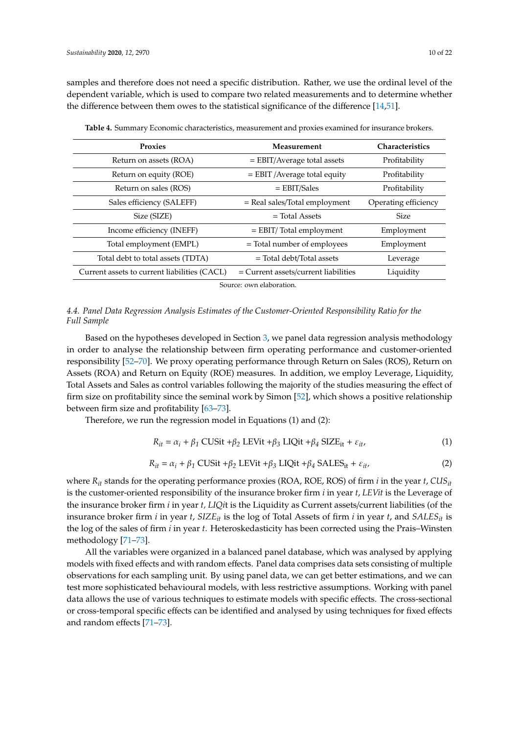samples and therefore does not need a specific distribution. Rather, we use the ordinal level of the dependent variable, which is used to compare two related measurements and to determine whether the difference between them owes to the statistical significance of the difference [14,51].

**Table 4.** Summary Economic characteristics, measurement and proxies examined for insurance brokers.

| Proxies | Measurement | Characteristics |
|---|---|---|
| Return on assets (ROA) | = EBIT/Average total assets | Profitability |
| Return on equity (ROE) | = EBIT /Average total equity | Profitability |
| Return on sales (ROS) | = EBIT/Sales | Profitability |
| Sales efficiency (SALEFF) | = Real sales/Total employment | Operating efficiency |
| Size (SIZE) | = Total Assets | Size |
| Income efficiency (INEFF) | = EBIT/ Total employment | Employment |
| Total employment (EMPL) | = Total number of employees | Employment |
| Total debt to total assets (TDTA) | = Total debt/Total assets | Leverage |
| Current assets to current liabilities (CACL) | = Current assets/current liabilities | Liquidity |

Source: own elaboration.

### 4.4. Panel Data Regression Analysis Estimates of the Customer-Oriented Responsibility Ratio for the Full Sample

Based on the hypotheses developed in Section 3, we panel data regression analysis methodology in order to analyse the relationship between firm operating performance and customer-oriented responsibility [52–70]. We proxy operating performance through Return on Sales (ROS), Return on Assets (ROA) and Return on Equity (ROE) measures. In addition, we employ Leverage, Liquidity, Total Assets and Sales as control variables following the majority of the studies measuring the effect of firm size on profitability since the seminal work by Simon [52], which shows a positive relationship between firm size and profitability [63–73].

Therefore, we run the regression model in Equations (1) and (2):

$$R_{it} = \alpha_i + \beta_1 \text{ CUSit} + \beta_2 \text{ LEVit} + \beta_3 \text{ LIQit} + \beta_4 \text{ SIZE}_{\text{it}} + \varepsilon_{it}, \quad (1)$$

$$R_{it} = \alpha_i + \beta_1 \text{ CUSit} + \beta_2 \text{ LEVit} + \beta_3 \text{ LIQit} + \beta_4 \text{ SALES}_{\text{it}} + \varepsilon_{it}, \quad (2)$$

where $R_{it}$ stands for the operating performance proxies (ROA, ROE, ROS) of firm *i* in the year *t*, $CUS_{it}$ is the customer-oriented responsibility of the insurance broker firm *i* in year *t*, *LEVit* is the Leverage of the insurance broker firm *i* in year *t*, *LIQit* is the Liquidity as Current assets/current liabilities (of the insurance broker firm *i* in year *t*, $SIZE_{it}$ is the log of Total Assets of firm *i* in year *t*, and $SALES_{it}$ is the log of the sales of firm *i* in year *t*. Heteroskedasticity has been corrected using the Prais–Winsten methodology [71–73].

All the variables were organized in a balanced panel database, which was analysed by applying models with fixed effects and with random effects. Panel data comprises data sets consisting of multiple observations for each sampling unit. By using panel data, we can get better estimations, and we can test more sophisticated behavioural models, with less restrictive assumptions. Working with panel data allows the use of various techniques to estimate models with specific effects. The cross-sectional or cross-temporal specific effects can be identified and analysed by using techniques for fixed effects and random effects [71–73].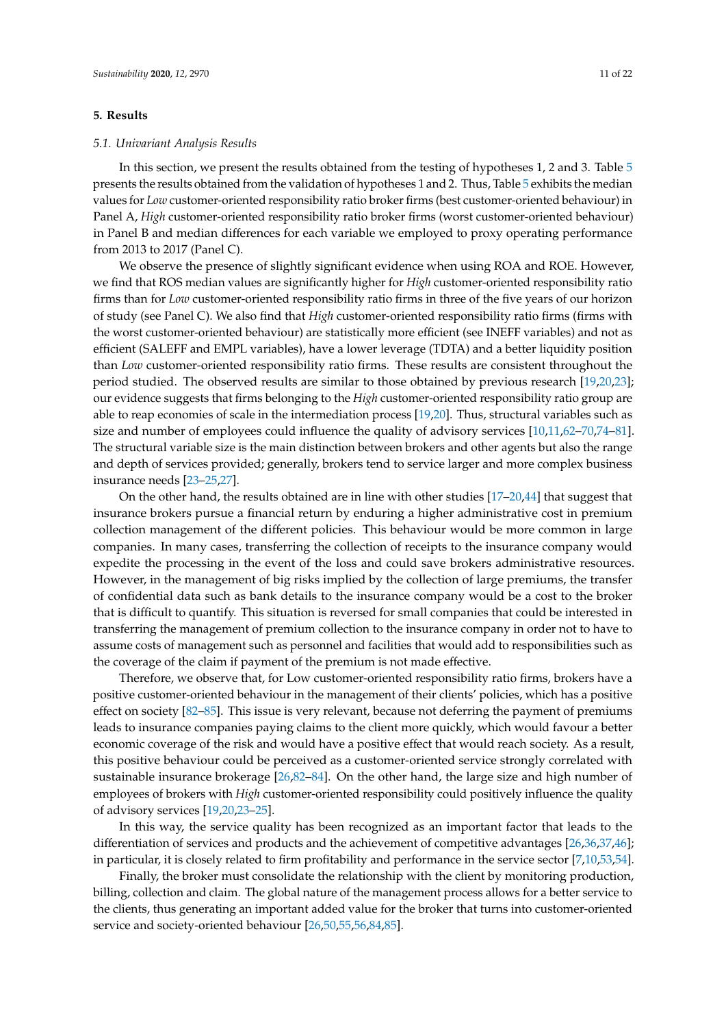## 5. Results

### 5.1. Univariant Analysis Results

In this section, we present the results obtained from the testing of hypotheses 1, 2 and 3. Table 5 presents the results obtained from the validation of hypotheses 1 and 2. Thus, Table 5 exhibits the median values for *Low* customer-oriented responsibility ratio broker firms (best customer-oriented behaviour) in Panel A, *High* customer-oriented responsibility ratio broker firms (worst customer-oriented behaviour) in Panel B and median differences for each variable we employed to proxy operating performance from 2013 to 2017 (Panel C).

We observe the presence of slightly significant evidence when using ROA and ROE. However, we find that ROS median values are significantly higher for *High* customer-oriented responsibility ratio firms than for *Low* customer-oriented responsibility ratio firms in three of the five years of our horizon of study (see Panel C). We also find that *High* customer-oriented responsibility ratio firms (firms with the worst customer-oriented behaviour) are statistically more efficient (see INEFF variables) and not as efficient (SALEFF and EMPL variables), have a lower leverage (TDTA) and a better liquidity position than *Low* customer-oriented responsibility ratio firms. These results are consistent throughout the period studied. The observed results are similar to those obtained by previous research [19,20,23]; our evidence suggests that firms belonging to the *High* customer-oriented responsibility ratio group are able to reap economies of scale in the intermediation process [19,20]. Thus, structural variables such as size and number of employees could influence the quality of advisory services [10,11,62–70,74–81]. The structural variable size is the main distinction between brokers and other agents but also the range and depth of services provided; generally, brokers tend to service larger and more complex business insurance needs [23–25,27].

On the other hand, the results obtained are in line with other studies [17–20,44] that suggest that insurance brokers pursue a financial return by enduring a higher administrative cost in premium collection management of the different policies. This behaviour would be more common in large companies. In many cases, transferring the collection of receipts to the insurance company would expedite the processing in the event of the loss and could save brokers administrative resources. However, in the management of big risks implied by the collection of large premiums, the transfer of confidential data such as bank details to the insurance company would be a cost to the broker that is difficult to quantify. This situation is reversed for small companies that could be interested in transferring the management of premium collection to the insurance company in order not to have to assume costs of management such as personnel and facilities that would add to responsibilities such as the coverage of the claim if payment of the premium is not made effective.

Therefore, we observe that, for Low customer-oriented responsibility ratio firms, brokers have a positive customer-oriented behaviour in the management of their clients' policies, which has a positive effect on society [82–85]. This issue is very relevant, because not deferring the payment of premiums leads to insurance companies paying claims to the client more quickly, which would favour a better economic coverage of the risk and would have a positive effect that would reach society. As a result, this positive behaviour could be perceived as a customer-oriented service strongly correlated with sustainable insurance brokerage [26,82–84]. On the other hand, the large size and high number of employees of brokers with *High* customer-oriented responsibility could positively influence the quality of advisory services [19,20,23–25].

In this way, the service quality has been recognized as an important factor that leads to the differentiation of services and products and the achievement of competitive advantages [26,36,37,46]; in particular, it is closely related to firm profitability and performance in the service sector [7,10,53,54].

Finally, the broker must consolidate the relationship with the client by monitoring production, billing, collection and claim. The global nature of the management process allows for a better service to the clients, thus generating an important added value for the broker that turns into customer-oriented service and society-oriented behaviour [26,50,55,56,84,85].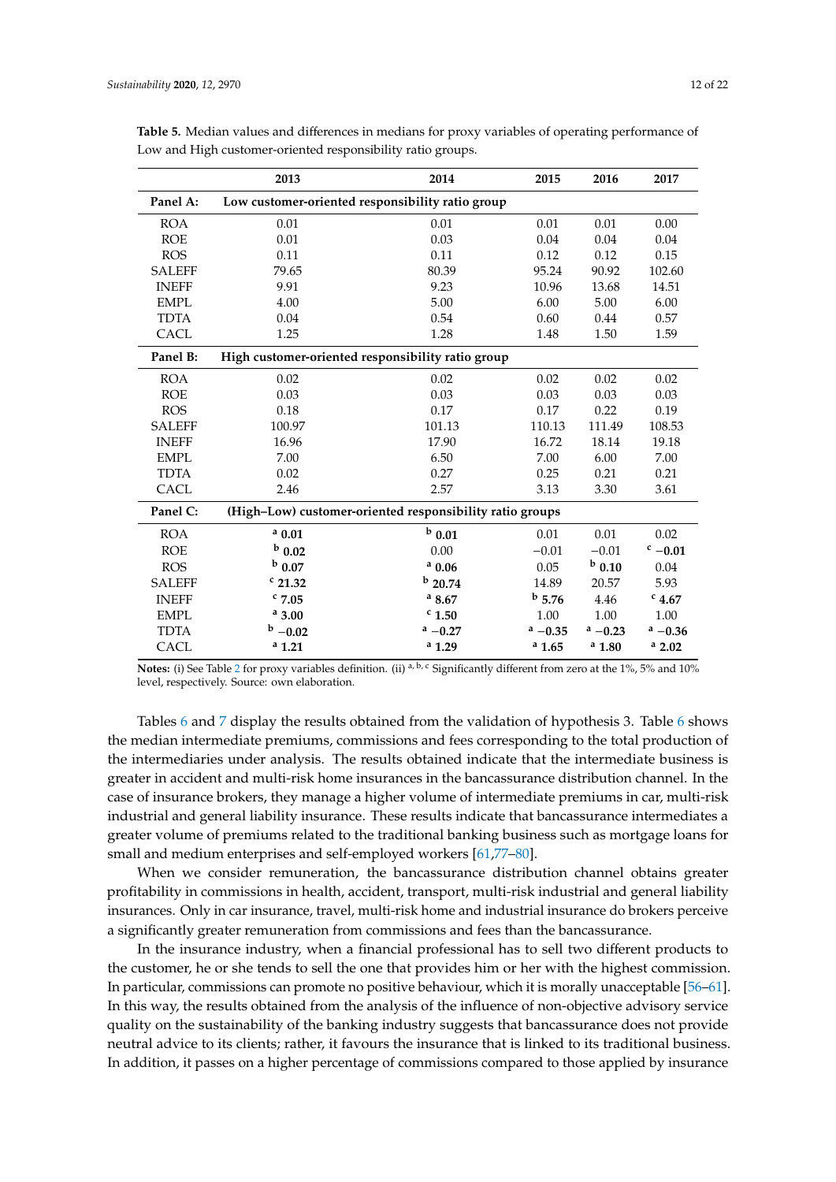**Table 5.** Median values and differences in medians for proxy variables of operating performance of Low and High customer-oriented responsibility ratio groups.

| | 2013 | 2014 | 2015 | 2016 | 2017 |
|---|---|---|---|---|---|
| **Panel A:** | **Low customer-oriented responsibility ratio group** | | | | |
| ROA | 0.01 | 0.01 | 0.01 | 0.01 | 0.00 |
| ROE | 0.01 | 0.03 | 0.04 | 0.04 | 0.04 |
| ROS | 0.11 | 0.11 | 0.12 | 0.12 | 0.15 |
| SALEFF | 79.65 | 80.39 | 95.24 | 90.92 | 102.60 |
| INEFF | 9.91 | 9.23 | 10.96 | 13.68 | 14.51 |
| EMPL | 4.00 | 5.00 | 6.00 | 5.00 | 6.00 |
| TDTA | 0.04 | 0.54 | 0.60 | 0.44 | 0.57 |
| CACL | 1.25 | 1.28 | 1.48 | 1.50 | 1.59 |
| **Panel B:** | **High customer-oriented responsibility ratio group** | | | | |
| ROA | 0.02 | 0.02 | 0.02 | 0.02 | 0.02 |
| ROE | 0.03 | 0.03 | 0.03 | 0.03 | 0.03 |
| ROS | 0.18 | 0.17 | 0.17 | 0.22 | 0.19 |
| SALEFF | 100.97 | 101.13 | 110.13 | 111.49 | 108.53 |
| INEFF | 16.96 | 17.90 | 16.72 | 18.14 | 19.18 |
| EMPL | 7.00 | 6.50 | 7.00 | 6.00 | 7.00 |
| TDTA | 0.02 | 0.27 | 0.25 | 0.21 | 0.21 |
| CACL | 2.46 | 2.57 | 3.13 | 3.30 | 3.61 |
| **Panel C:** | **(High–Low) customer-oriented responsibility ratio groups** | | | | |
| ROA | [a] **0.01** | [b] **0.01** | 0.01 | 0.01 | 0.02 |
| ROE | [b] **0.02** | 0.00 | −0.01 | −0.01 | [c] **−0.01** |
| ROS | [b] **0.07** | [a] **0.06** | 0.05 | [b] **0.10** | 0.04 |
| SALEFF | [c] **21.32** | [b] **20.74** | 14.89 | 20.57 | 5.93 |
| INEFF | [c] **7.05** | [a] **8.67** | [b] **5.76** | 4.46 | [c] **4.67** |
| EMPL | [a] **3.00** | [c] **1.50** | 1.00 | 1.00 | 1.00 |
| TDTA | [b] **−0.02** | [a] **−0.27** | [a] **−0.35** | [a] **−0.23** | [a] **−0.36** |
| CACL | [a] **1.21** | [a] **1.29** | [a] **1.65** | [a] **1.80** | [a] **2.02** |

**Notes:** (i) See Table 2 for proxy variables definition. (ii) [a, b, c] Significantly different from zero at the 1%, 5% and 10% level, respectively. Source: own elaboration.

Tables 6 and 7 display the results obtained from the validation of hypothesis 3. Table 6 shows the median intermediate premiums, commissions and fees corresponding to the total production of the intermediaries under analysis. The results obtained indicate that the intermediate business is greater in accident and multi-risk home insurances in the bancassurance distribution channel. In the case of insurance brokers, they manage a higher volume of intermediate premiums in car, multi-risk industrial and general liability insurance. These results indicate that bancassurance intermediates a greater volume of premiums related to the traditional banking business such as mortgage loans for small and medium enterprises and self-employed workers [61,77–80].

When we consider remuneration, the bancassurance distribution channel obtains greater profitability in commissions in health, accident, transport, multi-risk industrial and general liability insurances. Only in car insurance, travel, multi-risk home and industrial insurance do brokers perceive a significantly greater remuneration from commissions and fees than the bancassurance.

In the insurance industry, when a financial professional has to sell two different products to the customer, he or she tends to sell the one that provides him or her with the highest commission. In particular, commissions can promote no positive behaviour, which it is morally unacceptable [56–61]. In this way, the results obtained from the analysis of the influence of non-objective advisory service quality on the sustainability of the banking industry suggests that bancassurance does not provide neutral advice to its clients; rather, it favours the insurance that is linked to its traditional business. In addition, it passes on a higher percentage of commissions compared to those applied by insurance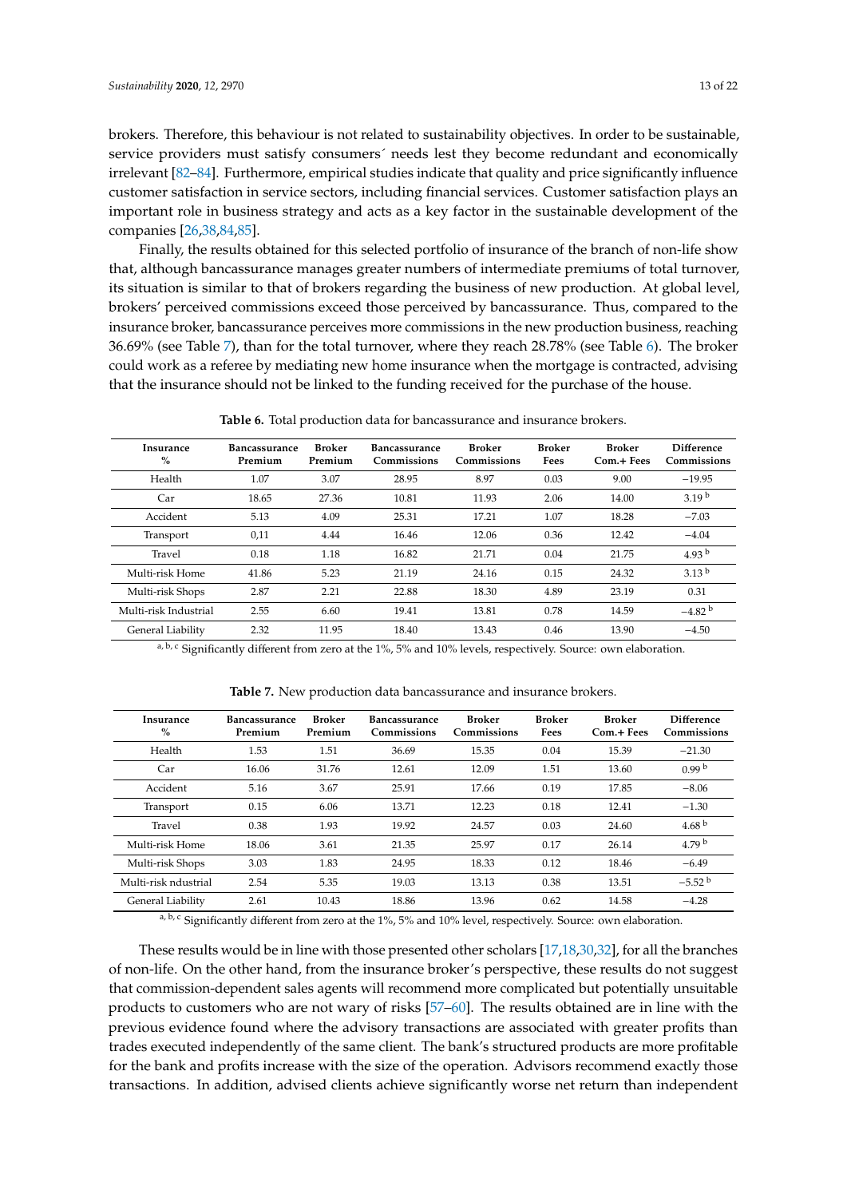brokers. Therefore, this behaviour is not related to sustainability objectives. In order to be sustainable, service providers must satisfy consumers´ needs lest they become redundant and economically irrelevant [82–84]. Furthermore, empirical studies indicate that quality and price significantly influence customer satisfaction in service sectors, including financial services. Customer satisfaction plays an important role in business strategy and acts as a key factor in the sustainable development of the companies [26,38,84,85].

Finally, the results obtained for this selected portfolio of insurance of the branch of non-life show that, although bancassurance manages greater numbers of intermediate premiums of total turnover, its situation is similar to that of brokers regarding the business of new production. At global level, brokers' perceived commissions exceed those perceived by bancassurance. Thus, compared to the insurance broker, bancassurance perceives more commissions in the new production business, reaching 36.69% (see Table 7), than for the total turnover, where they reach 28.78% (see Table 6). The broker could work as a referee by mediating new home insurance when the mortgage is contracted, advising that the insurance should not be linked to the funding received for the purchase of the house.

**Table 6.** Total production data for bancassurance and insurance brokers.

| Insurance % | Bancassurance Premium | Broker Premium | Bancassurance Commissions | Broker Commissions | Broker Fees | Broker Com.+ Fees | Difference Commissions |
|---|---|---|---|---|---|---|---|
| Health | 1.07 | 3.07 | 28.95 | 8.97 | 0.03 | 9.00 | −19.95 |
| Car | 18.65 | 27.36 | 10.81 | 11.93 | 2.06 | 14.00 | 3.19 [b] |
| Accident | 5.13 | 4.09 | 25.31 | 17.21 | 1.07 | 18.28 | −7.03 |
| Transport | 0,11 | 4.44 | 16.46 | 12.06 | 0.36 | 12.42 | −4.04 |
| Travel | 0.18 | 1.18 | 16.82 | 21.71 | 0.04 | 21.75 | 4.93 [b] |
| Multi-risk Home | 41.86 | 5.23 | 21.19 | 24.16 | 0.15 | 24.32 | 3.13 [b] |
| Multi-risk Shops | 2.87 | 2.21 | 22.88 | 18.30 | 4.89 | 23.19 | 0.31 |
| Multi-risk Industrial | 2.55 | 6.60 | 19.41 | 13.81 | 0.78 | 14.59 | −4.82 [b] |
| General Liability | 2.32 | 11.95 | 18.40 | 13.43 | 0.46 | 13.90 | −4.50 |

[a, b, c] Significantly different from zero at the 1%, 5% and 10% levels, respectively. Source: own elaboration.

**Table 7.** New production data bancassurance and insurance brokers.

| Insurance % | Bancassurance Premium | Broker Premium | Bancassurance Commissions | Broker Commissions | Broker Fees | Broker Com.+ Fees | Difference Commissions |
|---|---|---|---|---|---|---|---|
| Health | 1.53 | 1.51 | 36.69 | 15.35 | 0.04 | 15.39 | −21.30 |
| Car | 16.06 | 31.76 | 12.61 | 12.09 | 1.51 | 13.60 | 0.99 [b] |
| Accident | 5.16 | 3.67 | 25.91 | 17.66 | 0.19 | 17.85 | −8.06 |
| Transport | 0.15 | 6.06 | 13.71 | 12.23 | 0.18 | 12.41 | −1.30 |
| Travel | 0.38 | 1.93 | 19.92 | 24.57 | 0.03 | 24.60 | 4.68 [b] |
| Multi-risk Home | 18.06 | 3.61 | 21.35 | 25.97 | 0.17 | 26.14 | 4.79 [b] |
| Multi-risk Shops | 3.03 | 1.83 | 24.95 | 18.33 | 0.12 | 18.46 | −6.49 |
| Multi-risk ndustrial | 2.54 | 5.35 | 19.03 | 13.13 | 0.38 | 13.51 | −5.52 [b] |
| General Liability | 2.61 | 10.43 | 18.86 | 13.96 | 0.62 | 14.58 | −4.28 |

[a, b, c] Significantly different from zero at the 1%, 5% and 10% level, respectively. Source: own elaboration.

These results would be in line with those presented other scholars [17,18,30,32], for all the branches of non-life. On the other hand, from the insurance broker's perspective, these results do not suggest that commission-dependent sales agents will recommend more complicated but potentially unsuitable products to customers who are not wary of risks [57–60]. The results obtained are in line with the previous evidence found where the advisory transactions are associated with greater profits than trades executed independently of the same client. The bank's structured products are more profitable for the bank and profits increase with the size of the operation. Advisors recommend exactly those transactions. In addition, advised clients achieve significantly worse net return than independent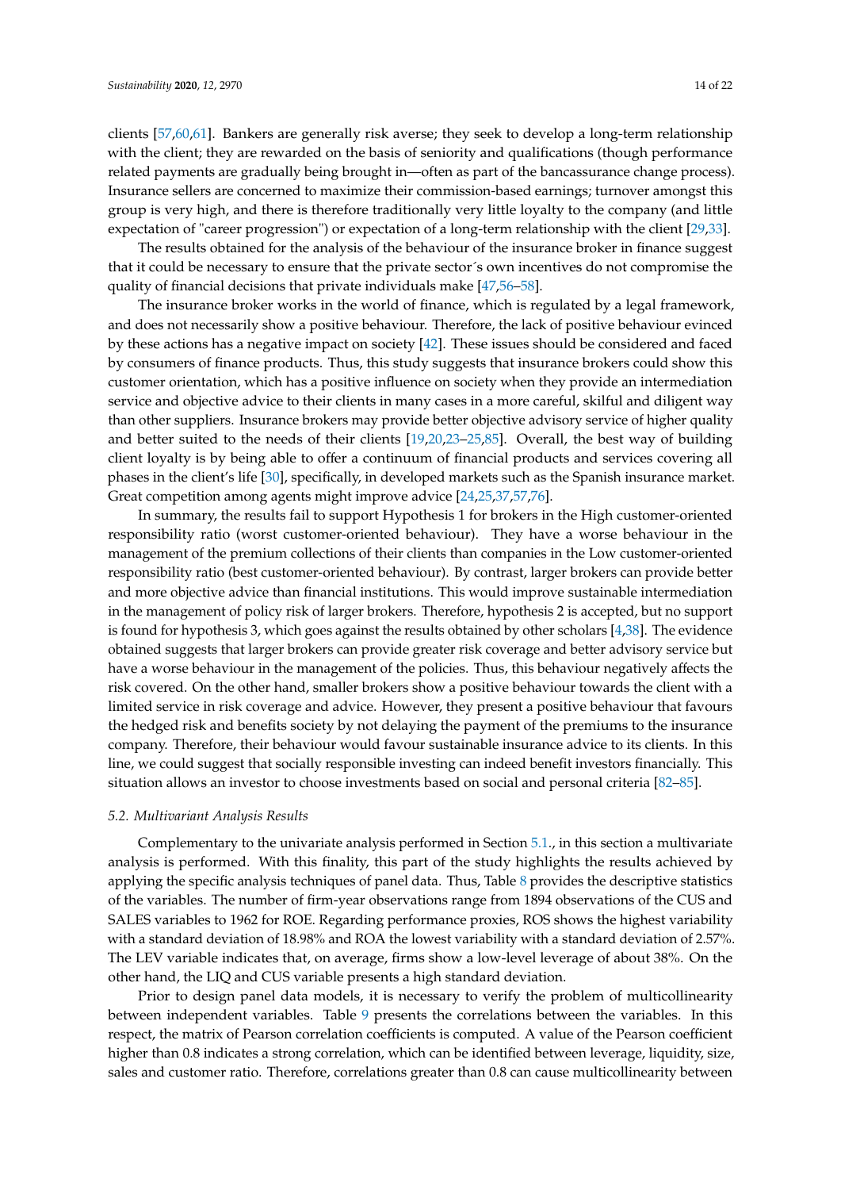clients [57,60,61]. Bankers are generally risk averse; they seek to develop a long-term relationship with the client; they are rewarded on the basis of seniority and qualifications (though performance related payments are gradually being brought in—often as part of the bancassurance change process). Insurance sellers are concerned to maximize their commission-based earnings; turnover amongst this group is very high, and there is therefore traditionally very little loyalty to the company (and little expectation of "career progression") or expectation of a long-term relationship with the client [29,33].

The results obtained for the analysis of the behaviour of the insurance broker in finance suggest that it could be necessary to ensure that the private sector´s own incentives do not compromise the quality of financial decisions that private individuals make [47,56–58].

The insurance broker works in the world of finance, which is regulated by a legal framework, and does not necessarily show a positive behaviour. Therefore, the lack of positive behaviour evinced by these actions has a negative impact on society [42]. These issues should be considered and faced by consumers of finance products. Thus, this study suggests that insurance brokers could show this customer orientation, which has a positive influence on society when they provide an intermediation service and objective advice to their clients in many cases in a more careful, skilful and diligent way than other suppliers. Insurance brokers may provide better objective advisory service of higher quality and better suited to the needs of their clients [19,20,23–25,85]. Overall, the best way of building client loyalty is by being able to offer a continuum of financial products and services covering all phases in the client's life [30], specifically, in developed markets such as the Spanish insurance market. Great competition among agents might improve advice [24,25,37,57,76].

In summary, the results fail to support Hypothesis 1 for brokers in the High customer-oriented responsibility ratio (worst customer-oriented behaviour). They have a worse behaviour in the management of the premium collections of their clients than companies in the Low customer-oriented responsibility ratio (best customer-oriented behaviour). By contrast, larger brokers can provide better and more objective advice than financial institutions. This would improve sustainable intermediation in the management of policy risk of larger brokers. Therefore, hypothesis 2 is accepted, but no support is found for hypothesis 3, which goes against the results obtained by other scholars [4,38]. The evidence obtained suggests that larger brokers can provide greater risk coverage and better advisory service but have a worse behaviour in the management of the policies. Thus, this behaviour negatively affects the risk covered. On the other hand, smaller brokers show a positive behaviour towards the client with a limited service in risk coverage and advice. However, they present a positive behaviour that favours the hedged risk and benefits society by not delaying the payment of the premiums to the insurance company. Therefore, their behaviour would favour sustainable insurance advice to its clients. In this line, we could suggest that socially responsible investing can indeed benefit investors financially. This situation allows an investor to choose investments based on social and personal criteria [82–85].

### 5.2. Multivariant Analysis Results

Complementary to the univariate analysis performed in Section 5.1., in this section a multivariate analysis is performed. With this finality, this part of the study highlights the results achieved by applying the specific analysis techniques of panel data. Thus, Table 8 provides the descriptive statistics of the variables. The number of firm-year observations range from 1894 observations of the CUS and SALES variables to 1962 for ROE. Regarding performance proxies, ROS shows the highest variability with a standard deviation of 18.98% and ROA the lowest variability with a standard deviation of 2.57%. The LEV variable indicates that, on average, firms show a low-level leverage of about 38%. On the other hand, the LIQ and CUS variable presents a high standard deviation.

Prior to design panel data models, it is necessary to verify the problem of multicollinearity between independent variables. Table 9 presents the correlations between the variables. In this respect, the matrix of Pearson correlation coefficients is computed. A value of the Pearson coefficient higher than 0.8 indicates a strong correlation, which can be identified between leverage, liquidity, size, sales and customer ratio. Therefore, correlations greater than 0.8 can cause multicollinearity between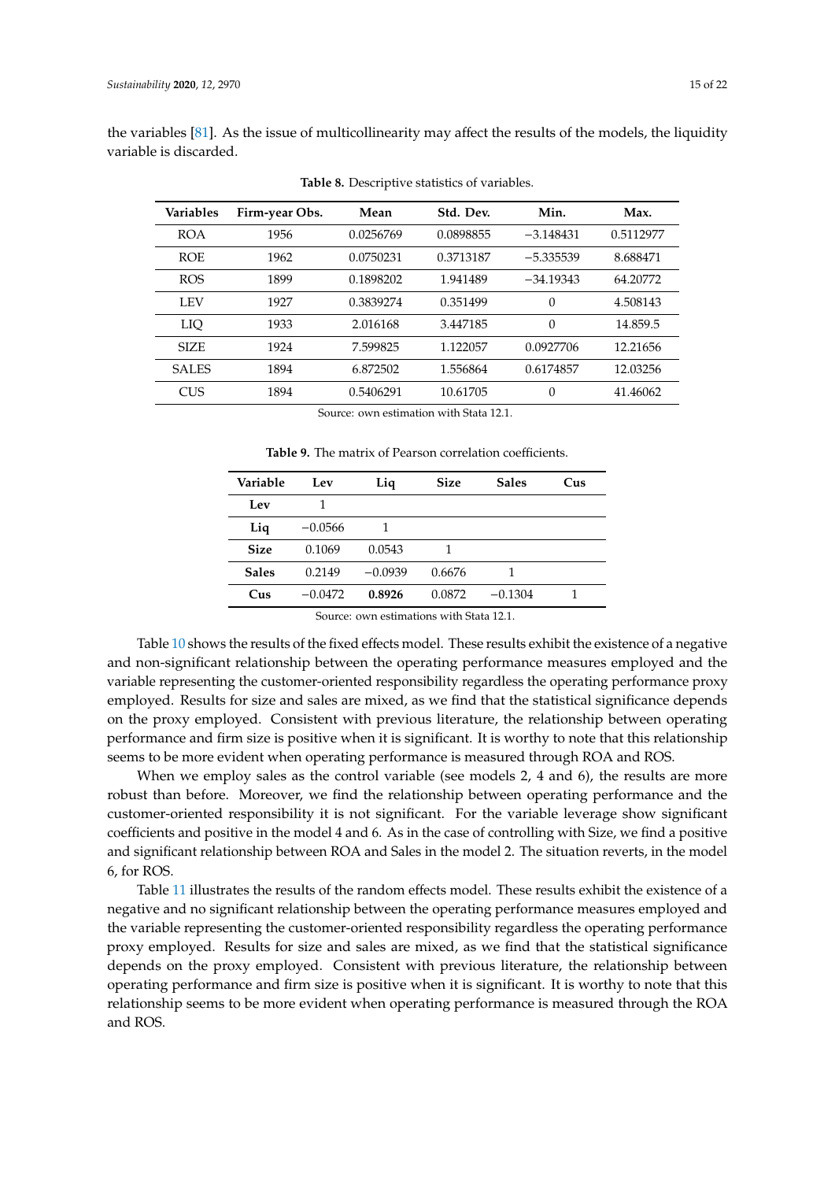the variables [81]. As the issue of multicollinearity may affect the results of the models, the liquidity variable is discarded.

**Table 8.** Descriptive statistics of variables.

| Variables | Firm-year Obs. | Mean | Std. Dev. | Min. | Max. |
|---|---|---|---|---|---|
| ROA | 1956 | 0.0256769 | 0.0898855 | −3.148431 | 0.5112977 |
| ROE | 1962 | 0.0750231 | 0.3713187 | −5.335539 | 8.688471 |
| ROS | 1899 | 0.1898202 | 1.941489 | −34.19343 | 64.20772 |
| LEV | 1927 | 0.3839274 | 0.351499 | 0 | 4.508143 |
| LIQ | 1933 | 2.016168 | 3.447185 | 0 | 14.859.5 |
| SIZE | 1924 | 7.599825 | 1.122057 | 0.0927706 | 12.21656 |
| SALES | 1894 | 6.872502 | 1.556864 | 0.6174857 | 12.03256 |
| CUS | 1894 | 0.5406291 | 10.61705 | 0 | 41.46062 |

Source: own estimation with Stata 12.1.

**Table 9.** The matrix of Pearson correlation coefficients.

| Variable | Lev | Liq | Size | Sales | Cus |
|---|---|---|---|---|---|
| **Lev** | 1 | | | | |
| **Liq** | −0.0566 | 1 | | | |
| **Size** | 0.1069 | 0.0543 | 1 | | |
| **Sales** | 0.2149 | −0.0939 | 0.6676 | 1 | |
| **Cus** | −0.0472 | **0.8926** | 0.0872 | −0.1304 | 1 |

Source: own estimations with Stata 12.1.

Table 10 shows the results of the fixed effects model. These results exhibit the existence of a negative and non-significant relationship between the operating performance measures employed and the variable representing the customer-oriented responsibility regardless the operating performance proxy employed. Results for size and sales are mixed, as we find that the statistical significance depends on the proxy employed. Consistent with previous literature, the relationship between operating performance and firm size is positive when it is significant. It is worthy to note that this relationship seems to be more evident when operating performance is measured through ROA and ROS.

When we employ sales as the control variable (see models 2, 4 and 6), the results are more robust than before. Moreover, we find the relationship between operating performance and the customer-oriented responsibility it is not significant. For the variable leverage show significant coefficients and positive in the model 4 and 6. As in the case of controlling with Size, we find a positive and significant relationship between ROA and Sales in the model 2. The situation reverts, in the model 6, for ROS.

Table 11 illustrates the results of the random effects model. These results exhibit the existence of a negative and no significant relationship between the operating performance measures employed and the variable representing the customer-oriented responsibility regardless the operating performance proxy employed. Results for size and sales are mixed, as we find that the statistical significance depends on the proxy employed. Consistent with previous literature, the relationship between operating performance and firm size is positive when it is significant. It is worthy to note that this relationship seems to be more evident when operating performance is measured through the ROA and ROS.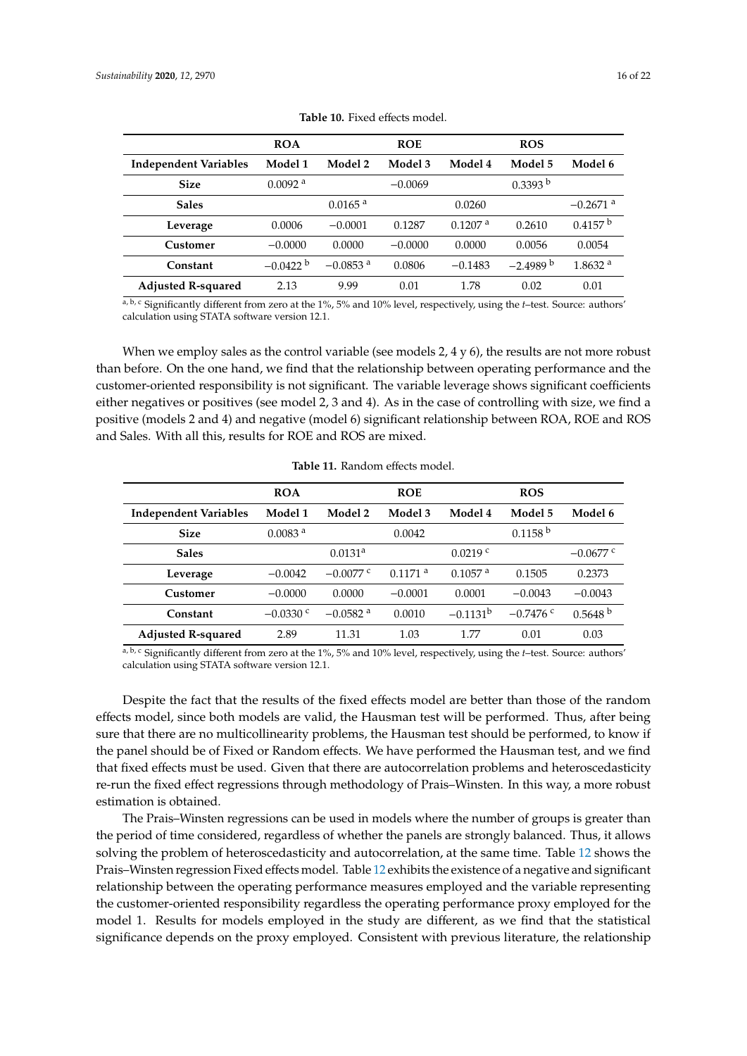**Table 10.** Fixed effects model.

| | ROA | | ROE | | ROS | |
|---|---|---|---|---|---|---|
| **Independent Variables** | **Model 1** | **Model 2** | **Model 3** | **Model 4** | **Model 5** | **Model 6** |
| **Size** | 0.0092 [a] | | −0.0069 | | 0.3393 [b] | |
| **Sales** | | 0.0165 [a] | | 0.0260 | | −0.2671 [a] |
| **Leverage** | 0.0006 | −0.0001 | 0.1287 | 0.1207 [a] | 0.2610 | 0.4157 [b] |
| **Customer** | −0.0000 | 0.0000 | −0.0000 | 0.0000 | 0.0056 | 0.0054 |
| **Constant** | −0.0422 [b] | −0.0853 [a] | 0.0806 | −0.1483 | −2.4989 [b] | 1.8632 [a] |
| **Adjusted R-squared** | 2.13 | 9.99 | 0.01 | 1.78 | 0.02 | 0.01 |

[a, b, c] Significantly different from zero at the 1%, 5% and 10% level, respectively, using the *t*–test. Source: authors' calculation using STATA software version 12.1.

When we employ sales as the control variable (see models 2, 4 y 6), the results are not more robust than before. On the one hand, we find that the relationship between operating performance and the customer-oriented responsibility is not significant. The variable leverage shows significant coefficients either negatives or positives (see model 2, 3 and 4). As in the case of controlling with size, we find a positive (models 2 and 4) and negative (model 6) significant relationship between ROA, ROE and ROS and Sales. With all this, results for ROE and ROS are mixed.

**Table 11.** Random effects model.

| | ROA | | ROE | | ROS | |
|---|---|---|---|---|---|---|
| **Independent Variables** | **Model 1** | **Model 2** | **Model 3** | **Model 4** | **Model 5** | **Model 6** |
| **Size** | 0.0083 [a] | | 0.0042 | | 0.1158 [b] | |
| **Sales** | | 0.0131[a] | | 0.0219 [c] | | −0.0677 [c] |
| **Leverage** | −0.0042 | −0.0077 [c] | 0.1171 [a] | 0.1057 [a] | 0.1505 | 0.2373 |
| **Customer** | −0.0000 | 0.0000 | −0.0001 | 0.0001 | −0.0043 | −0.0043 |
| **Constant** | −0.0330 [c] | −0.0582 [a] | 0.0010 | −0.1131[b] | −0.7476 [c] | 0.5648 [b] |
| **Adjusted R-squared** | 2.89 | 11.31 | 1.03 | 1.77 | 0.01 | 0.03 |

[a, b, c] Significantly different from zero at the 1%, 5% and 10% level, respectively, using the *t*–test. Source: authors' calculation using STATA software version 12.1.

Despite the fact that the results of the fixed effects model are better than those of the random effects model, since both models are valid, the Hausman test will be performed. Thus, after being sure that there are no multicollinearity problems, the Hausman test should be performed, to know if the panel should be of Fixed or Random effects. We have performed the Hausman test, and we find that fixed effects must be used. Given that there are autocorrelation problems and heteroscedasticity re-run the fixed effect regressions through methodology of Prais–Winsten. In this way, a more robust estimation is obtained.

The Prais–Winsten regressions can be used in models where the number of groups is greater than the period of time considered, regardless of whether the panels are strongly balanced. Thus, it allows solving the problem of heteroscedasticity and autocorrelation, at the same time. Table 12 shows the Prais–Winsten regression Fixed effects model. Table 12 exhibits the existence of a negative and significant relationship between the operating performance measures employed and the variable representing the customer-oriented responsibility regardless the operating performance proxy employed for the model 1. Results for models employed in the study are different, as we find that the statistical significance depends on the proxy employed. Consistent with previous literature, the relationship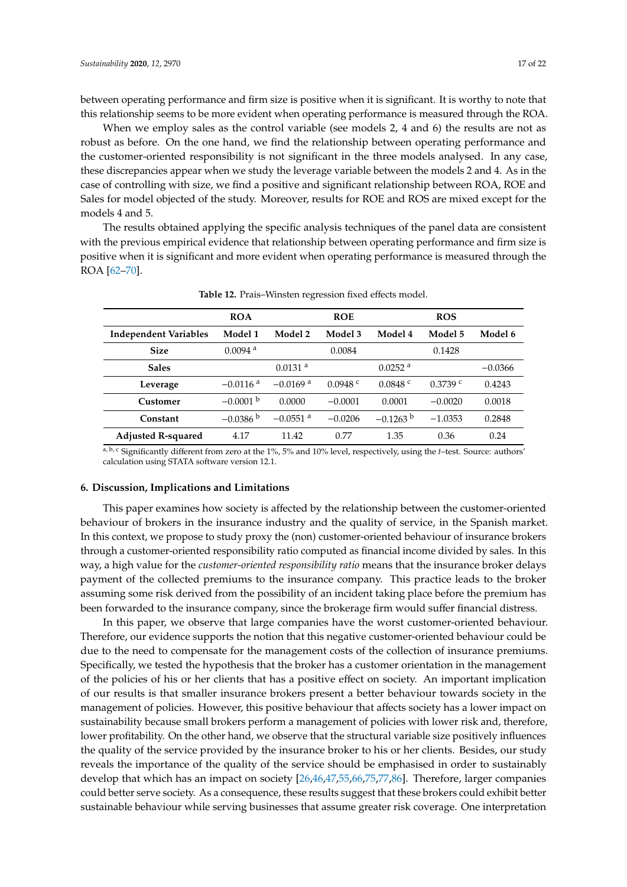between operating performance and firm size is positive when it is significant. It is worthy to note that this relationship seems to be more evident when operating performance is measured through the ROA.

When we employ sales as the control variable (see models 2, 4 and 6) the results are not as robust as before. On the one hand, we find the relationship between operating performance and the customer-oriented responsibility is not significant in the three models analysed. In any case, these discrepancies appear when we study the leverage variable between the models 2 and 4. As in the case of controlling with size, we find a positive and significant relationship between ROA, ROE and Sales for model objected of the study. Moreover, results for ROE and ROS are mixed except for the models 4 and 5.

The results obtained applying the specific analysis techniques of the panel data are consistent with the previous empirical evidence that relationship between operating performance and firm size is positive when it is significant and more evident when operating performance is measured through the ROA [62–70].

**Table 12.** Prais–Winsten regression fixed effects model.

| | ROA | | ROE | | ROS | |
|---|---|---|---|---|---|---|
| **Independent Variables** | **Model 1** | **Model 2** | **Model 3** | **Model 4** | **Model 5** | **Model 6** |
| **Size** | 0.0094 [a] | | 0.0084 | | 0.1428 | |
| **Sales** | | 0.0131 [a] | | 0.0252 [a] | | −0.0366 |
| **Leverage** | −0.0116 [a] | −0.0169 [a] | 0.0948 [c] | 0.0848 [c] | 0.3739 [c] | 0.4243 |
| **Customer** | −0.0001 [b] | 0.0000 | −0.0001 | 0.0001 | −0.0020 | 0.0018 |
| **Constant** | −0.0386 [b] | −0.0551 [a] | −0.0206 | −0.1263 [b] | −1.0353 | 0.2848 |
| **Adjusted R-squared** | 4.17 | 11.42 | 0.77 | 1.35 | 0.36 | 0.24 |

[a, b, c] Significantly different from zero at the 1%, 5% and 10% level, respectively, using the *t*–test. Source: authors' calculation using STATA software version 12.1.

## 6. Discussion, Implications and Limitations

This paper examines how society is affected by the relationship between the customer-oriented behaviour of brokers in the insurance industry and the quality of service, in the Spanish market. In this context, we propose to study proxy the (non) customer-oriented behaviour of insurance brokers through a customer-oriented responsibility ratio computed as financial income divided by sales. In this way, a high value for the *customer-oriented responsibility ratio* means that the insurance broker delays payment of the collected premiums to the insurance company. This practice leads to the broker assuming some risk derived from the possibility of an incident taking place before the premium has been forwarded to the insurance company, since the brokerage firm would suffer financial distress.

In this paper, we observe that large companies have the worst customer-oriented behaviour. Therefore, our evidence supports the notion that this negative customer-oriented behaviour could be due to the need to compensate for the management costs of the collection of insurance premiums. Specifically, we tested the hypothesis that the broker has a customer orientation in the management of the policies of his or her clients that has a positive effect on society. An important implication of our results is that smaller insurance brokers present a better behaviour towards society in the management of policies. However, this positive behaviour that affects society has a lower impact on sustainability because small brokers perform a management of policies with lower risk and, therefore, lower profitability. On the other hand, we observe that the structural variable size positively influences the quality of the service provided by the insurance broker to his or her clients. Besides, our study reveals the importance of the quality of the service should be emphasised in order to sustainably develop that which has an impact on society [26,46,47,55,66,75,77,86]. Therefore, larger companies could better serve society. As a consequence, these results suggest that these brokers could exhibit better sustainable behaviour while serving businesses that assume greater risk coverage. One interpretation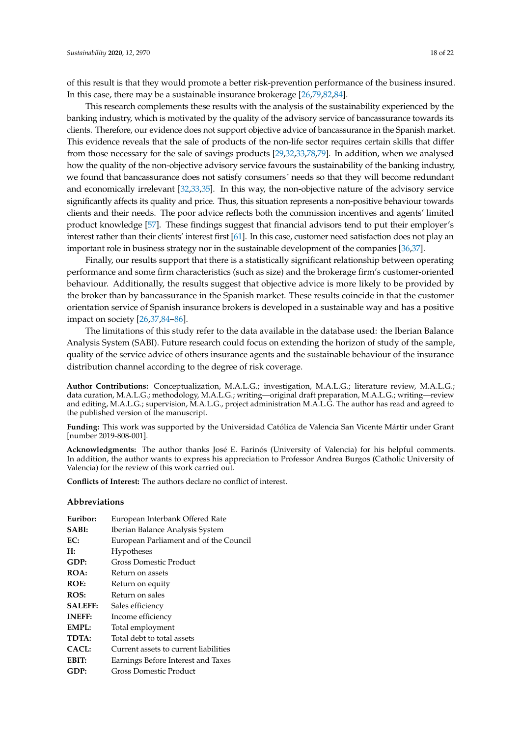of this result is that they would promote a better risk-prevention performance of the business insured. In this case, there may be a sustainable insurance brokerage [26,79,82,84].

This research complements these results with the analysis of the sustainability experienced by the banking industry, which is motivated by the quality of the advisory service of bancassurance towards its clients. Therefore, our evidence does not support objective advice of bancassurance in the Spanish market. This evidence reveals that the sale of products of the non-life sector requires certain skills that differ from those necessary for the sale of savings products [29,32,33,78,79]. In addition, when we analysed how the quality of the non-objective advisory service favours the sustainability of the banking industry, we found that bancassurance does not satisfy consumers´ needs so that they will become redundant and economically irrelevant [32,33,35]. In this way, the non-objective nature of the advisory service significantly affects its quality and price. Thus, this situation represents a non-positive behaviour towards clients and their needs. The poor advice reflects both the commission incentives and agents' limited product knowledge [57]. These findings suggest that financial advisors tend to put their employer's interest rather than their clients' interest first [61]. In this case, customer need satisfaction does not play an important role in business strategy nor in the sustainable development of the companies [36,37].

Finally, our results support that there is a statistically significant relationship between operating performance and some firm characteristics (such as size) and the brokerage firm's customer-oriented behaviour. Additionally, the results suggest that objective advice is more likely to be provided by the broker than by bancassurance in the Spanish market. These results coincide in that the customer orientation service of Spanish insurance brokers is developed in a sustainable way and has a positive impact on society [26,37,84–86].

The limitations of this study refer to the data available in the database used: the Iberian Balance Analysis System (SABI). Future research could focus on extending the horizon of study of the sample, quality of the service advice of others insurance agents and the sustainable behaviour of the insurance distribution channel according to the degree of risk coverage.

**Author Contributions:** Conceptualization, M.A.L.G.; investigation, M.A.L.G.; literature review, M.A.L.G.; data curation, M.A.L.G.; methodology, M.A.L.G.; writing—original draft preparation, M.A.L.G.; writing—review and editing, M.A.L.G.; supervision, M.A.L.G., project administration M.A.L.G. The author has read and agreed to the published version of the manuscript.

**Funding:** This work was supported by the Universidad Católica de Valencia San Vicente Mártir under Grant [number 2019-808-001].

**Acknowledgments:** The author thanks José E. Farinós (University of Valencia) for his helpful comments. In addition, the author wants to express his appreciation to Professor Andrea Burgos (Catholic University of Valencia) for the review of this work carried out.

**Conflicts of Interest:** The authors declare no conflict of interest.

## Abbreviations

| | |
|---|---|
| **Euribor:** | European Interbank Offered Rate |
| **SABI:** | Iberian Balance Analysis System |
| **EC:** | European Parliament and of the Council |
| **H:** | Hypotheses |
| **GDP:** | Gross Domestic Product |
| **ROA:** | Return on assets |
| **ROE:** | Return on equity |
| **ROS:** | Return on sales |
| **SALEFF:** | Sales efficiency |
| **INEFF:** | Income efficiency |
| **EMPL:** | Total employment |
| **TDTA:** | Total debt to total assets |
| **CACL:** | Current assets to current liabilities |
| **EBIT:** | Earnings Before Interest and Taxes |
| **GDP:** | Gross Domestic Product |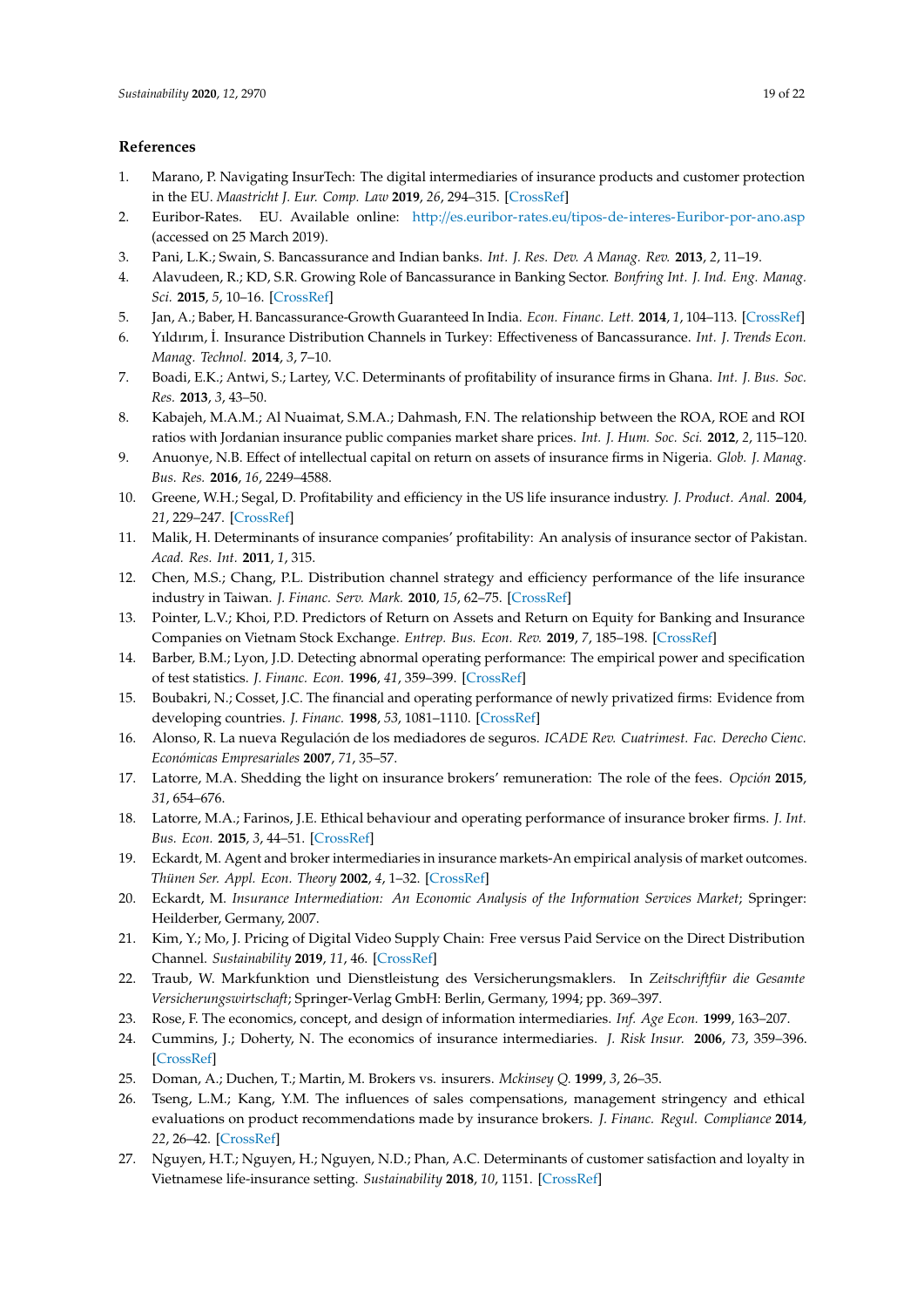## References

1. Marano, P. Navigating InsurTech: The digital intermediaries of insurance products and customer protection in the EU. *Maastricht J. Eur. Comp. Law* **2019**, *26*, 294–315. [CrossRef]
2. Euribor-Rates. EU. Available online: http://es.euribor-rates.eu/tipos-de-interes-Euribor-por-ano.asp (accessed on 25 March 2019).
3. Pani, L.K.; Swain, S. Bancassurance and Indian banks. *Int. J. Res. Dev. A Manag. Rev.* **2013**, *2*, 11–19.
4. Alavudeen, R.; KD, S.R. Growing Role of Bancassurance in Banking Sector. *Bonfring Int. J. Ind. Eng. Manag. Sci.* **2015**, *5*, 10–16. [CrossRef]
5. Jan, A.; Baber, H. Bancassurance-Growth Guaranteed In India. *Econ. Financ. Lett.* **2014**, *1*, 104–113. [CrossRef]
6. Yıldırım, İ. Insurance Distribution Channels in Turkey: Effectiveness of Bancassurance. *Int. J. Trends Econ. Manag. Technol.* **2014**, *3*, 7–10.
7. Boadi, E.K.; Antwi, S.; Lartey, V.C. Determinants of profitability of insurance firms in Ghana. *Int. J. Bus. Soc. Res.* **2013**, *3*, 43–50.
8. Kabajeh, M.A.M.; Al Nuaimat, S.M.A.; Dahmash, F.N. The relationship between the ROA, ROE and ROI ratios with Jordanian insurance public companies market share prices. *Int. J. Hum. Soc. Sci.* **2012**, *2*, 115–120.
9. Anuonye, N.B. Effect of intellectual capital on return on assets of insurance firms in Nigeria. *Glob. J. Manag. Bus. Res.* **2016**, *16*, 2249–4588.
10. Greene, W.H.; Segal, D. Profitability and efficiency in the US life insurance industry. *J. Product. Anal.* **2004**, *21*, 229–247. [CrossRef]
11. Malik, H. Determinants of insurance companies' profitability: An analysis of insurance sector of Pakistan. *Acad. Res. Int.* **2011**, *1*, 315.
12. Chen, M.S.; Chang, P.L. Distribution channel strategy and efficiency performance of the life insurance industry in Taiwan. *J. Financ. Serv. Mark.* **2010**, *15*, 62–75. [CrossRef]
13. Pointer, L.V.; Khoi, P.D. Predictors of Return on Assets and Return on Equity for Banking and Insurance Companies on Vietnam Stock Exchange. *Entrep. Bus. Econ. Rev.* **2019**, *7*, 185–198. [CrossRef]
14. Barber, B.M.; Lyon, J.D. Detecting abnormal operating performance: The empirical power and specification of test statistics. *J. Financ. Econ.* **1996**, *41*, 359–399. [CrossRef]
15. Boubakri, N.; Cosset, J.C. The financial and operating performance of newly privatized firms: Evidence from developing countries. *J. Financ.* **1998**, *53*, 1081–1110. [CrossRef]
16. Alonso, R. La nueva Regulación de los mediadores de seguros. *ICADE Rev. Cuatrimest. Fac. Derecho Cienc. Económicas Empresariales* **2007**, *71*, 35–57.
17. Latorre, M.A. Shedding the light on insurance brokers' remuneration: The role of the fees. *Opción* **2015**, *31*, 654–676.
18. Latorre, M.A.; Farinos, J.E. Ethical behaviour and operating performance of insurance broker firms. *J. Int. Bus. Econ.* **2015**, *3*, 44–51. [CrossRef]
19. Eckardt, M. Agent and broker intermediaries in insurance markets-An empirical analysis of market outcomes. *Thünen Ser. Appl. Econ. Theory* **2002**, *4*, 1–32. [CrossRef]
20. Eckardt, M. *Insurance Intermediation: An Economic Analysis of the Information Services Market*; Springer: Heilderber, Germany, 2007.
21. Kim, Y.; Mo, J. Pricing of Digital Video Supply Chain: Free versus Paid Service on the Direct Distribution Channel. *Sustainability* **2019**, *11*, 46. [CrossRef]
22. Traub, W. Markfunktion und Dienstleistung des Versicherungsmaklers. In *Zeitschriftfür die Gesamte Versicherungswirtschaft*; Springer-Verlag GmbH: Berlin, Germany, 1994; pp. 369–397.
23. Rose, F. The economics, concept, and design of information intermediaries. *Inf. Age Econ.* **1999**, 163–207.
24. Cummins, J.; Doherty, N. The economics of insurance intermediaries. *J. Risk Insur.* **2006**, *73*, 359–396. [CrossRef]
25. Doman, A.; Duchen, T.; Martin, M. Brokers vs. insurers. *Mckinsey Q.* **1999**, *3*, 26–35.
26. Tseng, L.M.; Kang, Y.M. The influences of sales compensations, management stringency and ethical evaluations on product recommendations made by insurance brokers. *J. Financ. Regul. Compliance* **2014**, *22*, 26–42. [CrossRef]
27. Nguyen, H.T.; Nguyen, H.; Nguyen, N.D.; Phan, A.C. Determinants of customer satisfaction and loyalty in Vietnamese life-insurance setting. *Sustainability* **2018**, *10*, 1151. [CrossRef]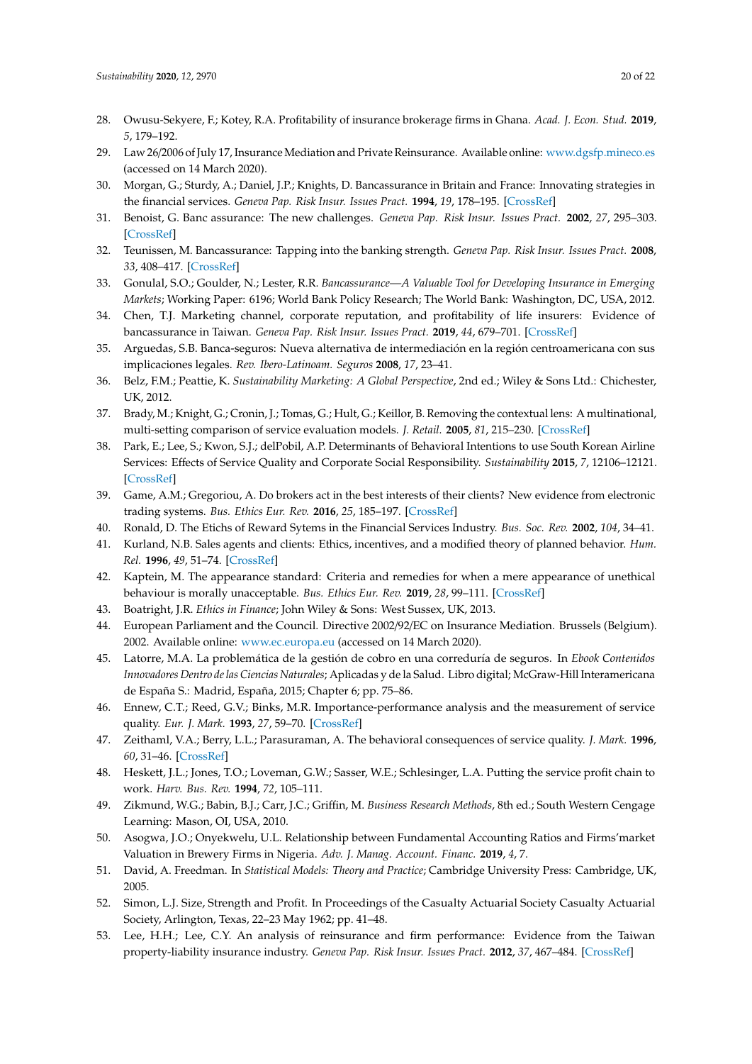28. Owusu-Sekyere, F.; Kotey, R.A. Profitability of insurance brokerage firms in Ghana. *Acad. J. Econ. Stud.* **2019**, *5*, 179–192.
29. Law 26/2006 of July 17, Insurance Mediation and Private Reinsurance. Available online: www.dgsfp.mineco.es (accessed on 14 March 2020).
30. Morgan, G.; Sturdy, A.; Daniel, J.P.; Knights, D. Bancassurance in Britain and France: Innovating strategies in the financial services. *Geneva Pap. Risk Insur. Issues Pract.* **1994**, *19*, 178–195. [CrossRef]
31. Benoist, G. Banc assurance: The new challenges. *Geneva Pap. Risk Insur. Issues Pract.* **2002**, *27*, 295–303. [CrossRef]
32. Teunissen, M. Bancassurance: Tapping into the banking strength. *Geneva Pap. Risk Insur. Issues Pract.* **2008**, *33*, 408–417. [CrossRef]
33. Gonulal, S.O.; Goulder, N.; Lester, R.R. *Bancassurance—A Valuable Tool for Developing Insurance in Emerging Markets*; Working Paper: 6196; World Bank Policy Research; The World Bank: Washington, DC, USA, 2012.
34. Chen, T.J. Marketing channel, corporate reputation, and profitability of life insurers: Evidence of bancassurance in Taiwan. *Geneva Pap. Risk Insur. Issues Pract.* **2019**, *44*, 679–701. [CrossRef]
35. Arguedas, S.B. Banca-seguros: Nueva alternativa de intermediación en la región centroamericana con sus implicaciones legales. *Rev. Ibero-Latinoam. Seguros* **2008**, *17*, 23–41.
36. Belz, F.M.; Peattie, K. *Sustainability Marketing: A Global Perspective*, 2nd ed.; Wiley & Sons Ltd.: Chichester, UK, 2012.
37. Brady, M.; Knight, G.; Cronin, J.; Tomas, G.; Hult, G.; Keillor, B. Removing the contextual lens: A multinational, multi-setting comparison of service evaluation models. *J. Retail.* **2005**, *81*, 215–230. [CrossRef]
38. Park, E.; Lee, S.; Kwon, S.J.; delPobil, A.P. Determinants of Behavioral Intentions to use South Korean Airline Services: Effects of Service Quality and Corporate Social Responsibility. *Sustainability* **2015**, *7*, 12106–12121. [CrossRef]
39. Game, A.M.; Gregoriou, A. Do brokers act in the best interests of their clients? New evidence from electronic trading systems. *Bus. Ethics Eur. Rev.* **2016**, *25*, 185–197. [CrossRef]
40. Ronald, D. The Etichs of Reward Sytems in the Financial Services Industry. *Bus. Soc. Rev.* **2002**, *104*, 34–41.
41. Kurland, N.B. Sales agents and clients: Ethics, incentives, and a modified theory of planned behavior. *Hum. Rel.* **1996**, *49*, 51–74. [CrossRef]
42. Kaptein, M. The appearance standard: Criteria and remedies for when a mere appearance of unethical behaviour is morally unacceptable. *Bus. Ethics Eur. Rev.* **2019**, *28*, 99–111. [CrossRef]
43. Boatright, J.R. *Ethics in Finance*; John Wiley & Sons: West Sussex, UK, 2013.
44. European Parliament and the Council. Directive 2002/92/EC on Insurance Mediation. Brussels (Belgium). 2002. Available online: www.ec.europa.eu (accessed on 14 March 2020).
45. Latorre, M.A. La problemática de la gestión de cobro en una correduría de seguros. In *Ebook Contenidos Innovadores Dentro de las Ciencias Naturales*; Aplicadas y de la Salud. Libro digital; McGraw-Hill Interamericana de España S.: Madrid, España, 2015; Chapter 6; pp. 75–86.
46. Ennew, C.T.; Reed, G.V.; Binks, M.R. Importance-performance analysis and the measurement of service quality. *Eur. J. Mark.* **1993**, *27*, 59–70. [CrossRef]
47. Zeithaml, V.A.; Berry, L.L.; Parasuraman, A. The behavioral consequences of service quality. *J. Mark.* **1996**, *60*, 31–46. [CrossRef]
48. Heskett, J.L.; Jones, T.O.; Loveman, G.W.; Sasser, W.E.; Schlesinger, L.A. Putting the service profit chain to work. *Harv. Bus. Rev.* **1994**, *72*, 105–111.
49. Zikmund, W.G.; Babin, B.J.; Carr, J.C.; Griffin, M. *Business Research Methods*, 8th ed.; South Western Cengage Learning: Mason, OI, USA, 2010.
50. Asogwa, J.O.; Onyekwelu, U.L. Relationship between Fundamental Accounting Ratios and Firms'market Valuation in Brewery Firms in Nigeria. *Adv. J. Manag. Account. Financ.* **2019**, *4*, 7.
51. David, A. Freedman. In *Statistical Models: Theory and Practice*; Cambridge University Press: Cambridge, UK, 2005.
52. Simon, L.J. Size, Strength and Profit. In Proceedings of the Casualty Actuarial Society Casualty Actuarial Society, Arlington, Texas, 22–23 May 1962; pp. 41–48.
53. Lee, H.H.; Lee, C.Y. An analysis of reinsurance and firm performance: Evidence from the Taiwan property-liability insurance industry. *Geneva Pap. Risk Insur. Issues Pract.* **2012**, *37*, 467–484. [CrossRef]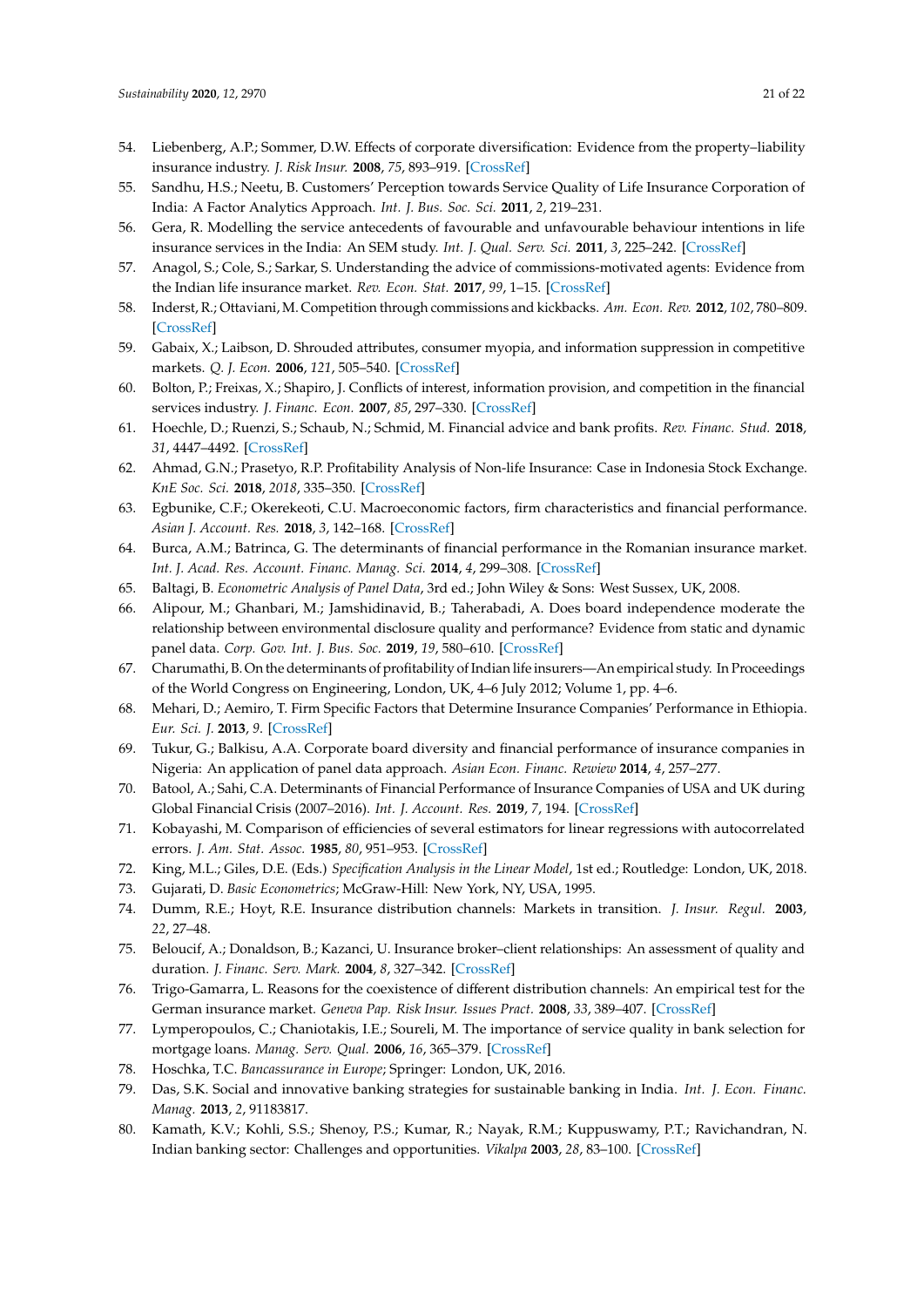54. Liebenberg, A.P.; Sommer, D.W. Effects of corporate diversification: Evidence from the property–liability insurance industry. *J. Risk Insur.* **2008**, *75*, 893–919. [CrossRef]
55. Sandhu, H.S.; Neetu, B. Customers' Perception towards Service Quality of Life Insurance Corporation of India: A Factor Analytics Approach. *Int. J. Bus. Soc. Sci.* **2011**, *2*, 219–231.
56. Gera, R. Modelling the service antecedents of favourable and unfavourable behaviour intentions in life insurance services in the India: An SEM study. *Int. J. Qual. Serv. Sci.* **2011**, *3*, 225–242. [CrossRef]
57. Anagol, S.; Cole, S.; Sarkar, S. Understanding the advice of commissions-motivated agents: Evidence from the Indian life insurance market. *Rev. Econ. Stat.* **2017**, *99*, 1–15. [CrossRef]
58. Inderst, R.; Ottaviani, M. Competition through commissions and kickbacks. *Am. Econ. Rev.* **2012**, *102*, 780–809. [CrossRef]
59. Gabaix, X.; Laibson, D. Shrouded attributes, consumer myopia, and information suppression in competitive markets. *Q. J. Econ.* **2006**, *121*, 505–540. [CrossRef]
60. Bolton, P.; Freixas, X.; Shapiro, J. Conflicts of interest, information provision, and competition in the financial services industry. *J. Financ. Econ.* **2007**, *85*, 297–330. [CrossRef]
61. Hoechle, D.; Ruenzi, S.; Schaub, N.; Schmid, M. Financial advice and bank profits. *Rev. Financ. Stud.* **2018**, *31*, 4447–4492. [CrossRef]
62. Ahmad, G.N.; Prasetyo, R.P. Profitability Analysis of Non-life Insurance: Case in Indonesia Stock Exchange. *KnE Soc. Sci.* **2018**, *2018*, 335–350. [CrossRef]
63. Egbunike, C.F.; Okerekeoti, C.U. Macroeconomic factors, firm characteristics and financial performance. *Asian J. Account. Res.* **2018**, *3*, 142–168. [CrossRef]
64. Burca, A.M.; Batrinca, G. The determinants of financial performance in the Romanian insurance market. *Int. J. Acad. Res. Account. Financ. Manag. Sci.* **2014**, *4*, 299–308. [CrossRef]
65. Baltagi, B. *Econometric Analysis of Panel Data*, 3rd ed.; John Wiley & Sons: West Sussex, UK, 2008.
66. Alipour, M.; Ghanbari, M.; Jamshidinavid, B.; Taherabadi, A. Does board independence moderate the relationship between environmental disclosure quality and performance? Evidence from static and dynamic panel data. *Corp. Gov. Int. J. Bus. Soc.* **2019**, *19*, 580–610. [CrossRef]
67. Charumathi, B. On the determinants of profitability of Indian life insurers—An empirical study. In Proceedings of the World Congress on Engineering, London, UK, 4–6 July 2012; Volume 1, pp. 4–6.
68. Mehari, D.; Aemiro, T. Firm Specific Factors that Determine Insurance Companies' Performance in Ethiopia. *Eur. Sci. J.* **2013**, *9*. [CrossRef]
69. Tukur, G.; Balkisu, A.A. Corporate board diversity and financial performance of insurance companies in Nigeria: An application of panel data approach. *Asian Econ. Financ. Rewiew* **2014**, *4*, 257–277.
70. Batool, A.; Sahi, C.A. Determinants of Financial Performance of Insurance Companies of USA and UK during Global Financial Crisis (2007–2016). *Int. J. Account. Res.* **2019**, *7*, 194. [CrossRef]
71. Kobayashi, M. Comparison of efficiencies of several estimators for linear regressions with autocorrelated errors. *J. Am. Stat. Assoc.* **1985**, *80*, 951–953. [CrossRef]
72. King, M.L.; Giles, D.E. (Eds.) *Specification Analysis in the Linear Model*, 1st ed.; Routledge: London, UK, 2018.
73. Gujarati, D. *Basic Econometrics*; McGraw-Hill: New York, NY, USA, 1995.
74. Dumm, R.E.; Hoyt, R.E. Insurance distribution channels: Markets in transition. *J. Insur. Regul.* **2003**, *22*, 27–48.
75. Beloucif, A.; Donaldson, B.; Kazanci, U. Insurance broker–client relationships: An assessment of quality and duration. *J. Financ. Serv. Mark.* **2004**, *8*, 327–342. [CrossRef]
76. Trigo-Gamarra, L. Reasons for the coexistence of different distribution channels: An empirical test for the German insurance market. *Geneva Pap. Risk Insur. Issues Pract.* **2008**, *33*, 389–407. [CrossRef]
77. Lymperopoulos, C.; Chaniotakis, I.E.; Soureli, M. The importance of service quality in bank selection for mortgage loans. *Manag. Serv. Qual.* **2006**, *16*, 365–379. [CrossRef]
78. Hoschka, T.C. *Bancassurance in Europe*; Springer: London, UK, 2016.
79. Das, S.K. Social and innovative banking strategies for sustainable banking in India. *Int. J. Econ. Financ. Manag.* **2013**, *2*, 91183817.
80. Kamath, K.V.; Kohli, S.S.; Shenoy, P.S.; Kumar, R.; Nayak, R.M.; Kuppuswamy, P.T.; Ravichandran, N. Indian banking sector: Challenges and opportunities. *Vikalpa* **2003**, *28*, 83–100. [CrossRef]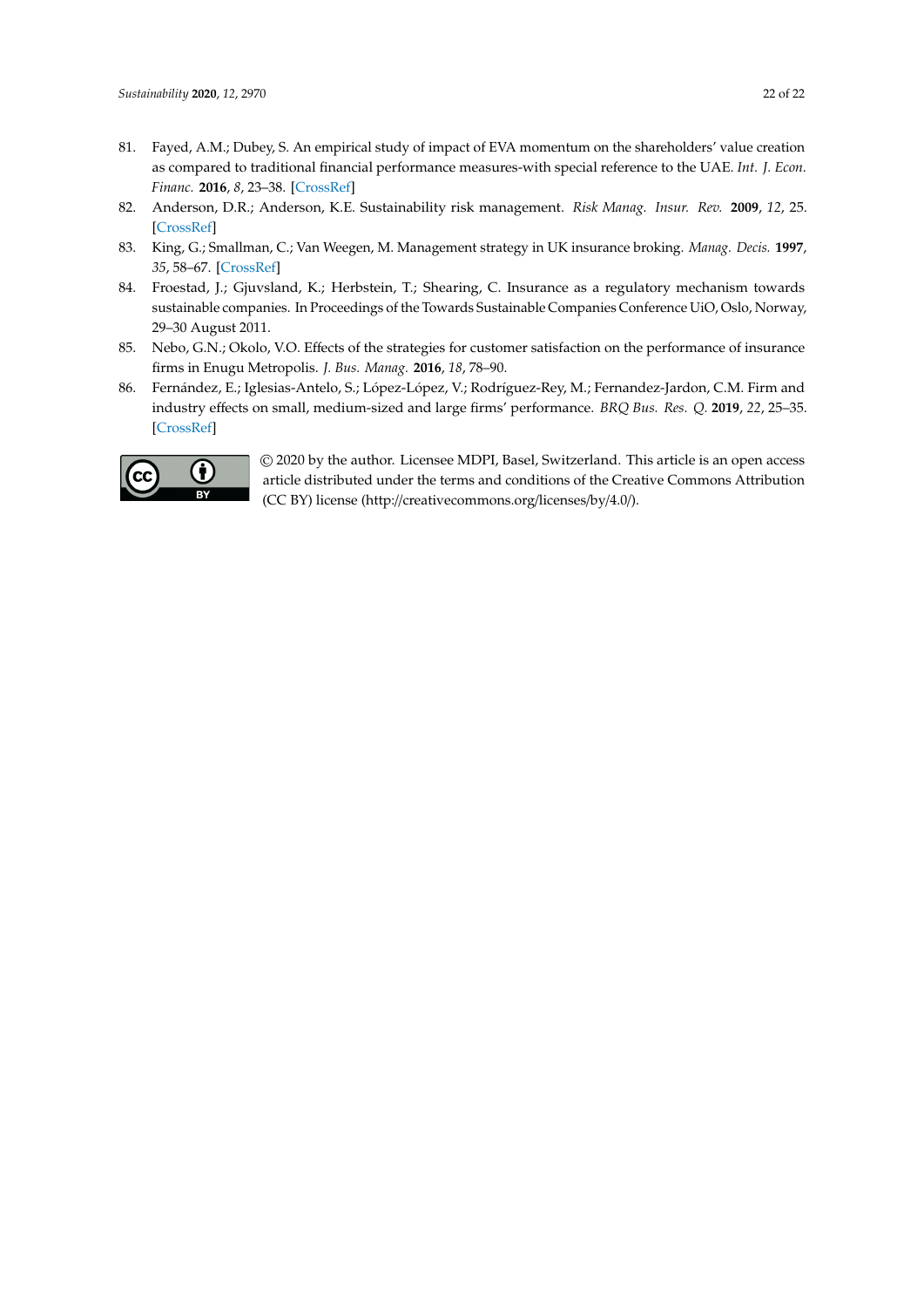81. Fayed, A.M.; Dubey, S. An empirical study of impact of EVA momentum on the shareholders' value creation as compared to traditional financial performance measures-with special reference to the UAE. *Int. J. Econ. Financ.* **2016**, *8*, 23–38. [CrossRef]
82. Anderson, D.R.; Anderson, K.E. Sustainability risk management. *Risk Manag. Insur. Rev.* **2009**, *12*, 25. [CrossRef]
83. King, G.; Smallman, C.; Van Weegen, M. Management strategy in UK insurance broking. *Manag. Decis.* **1997**, *35*, 58–67. [CrossRef]
84. Froestad, J.; Gjuvsland, K.; Herbstein, T.; Shearing, C. Insurance as a regulatory mechanism towards sustainable companies. In Proceedings of the Towards Sustainable Companies Conference UiO, Oslo, Norway, 29–30 August 2011.
85. Nebo, G.N.; Okolo, V.O. Effects of the strategies for customer satisfaction on the performance of insurance firms in Enugu Metropolis. *J. Bus. Manag.* **2016**, *18*, 78–90.
86. Fernández, E.; Iglesias-Antelo, S.; López-López, V.; Rodríguez-Rey, M.; Fernandez-Jardon, C.M. Firm and industry effects on small, medium-sized and large firms' performance. *BRQ Bus. Res. Q.* **2019**, *22*, 25–35. [CrossRef]

© 2020 by the author. Licensee MDPI, Basel, Switzerland. This article is an open access article distributed under the terms and conditions of the Creative Commons Attribution (CC BY) license (http://creativecommons.org/licenses/by/4.0/).